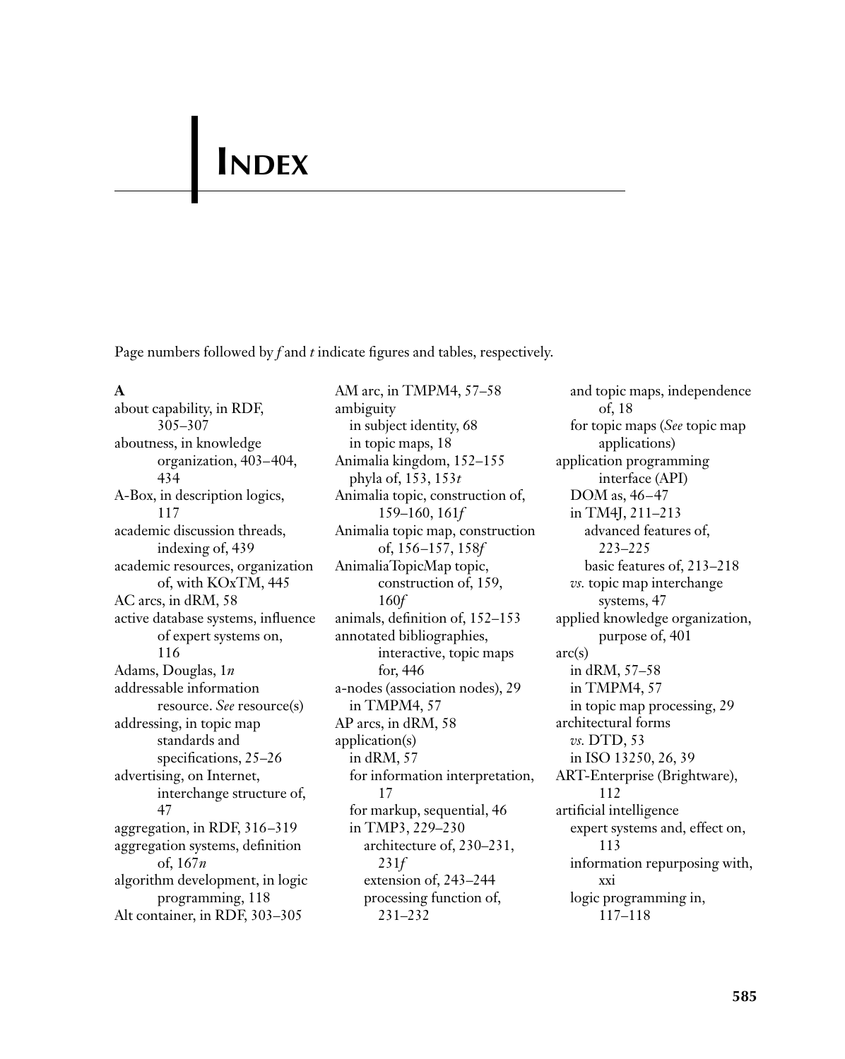# INDEX

Page numbers followed by *f* and *t* indicate figures and tables, respectively.

**A**

about capability, in RDF, 305–307
aboutness, in knowledge organization, 403–404, 434
A-Box, in description logics, 117
academic discussion threads, indexing of, 439
academic resources, organization of, with KOxTM, 445
AC arcs, in dRM, 58
active database systems, influence of expert systems on, 116
Adams, Douglas, 1*n*
addressable information resource. *See* resource(s)
addressing, in topic map standards and specifications, 25–26
advertising, on Internet, interchange structure of, 47
aggregation, in RDF, 316–319
aggregation systems, definition of, 167*n*
algorithm development, in logic programming, 118
Alt container, in RDF, 303–305
AM arc, in TMPM4, 57–58
ambiguity
  in subject identity, 68
  in topic maps, 18
Animalia kingdom, 152–155
  phyla of, 153, 153*t*
Animalia topic, construction of, 159–160, 161*f*
Animalia topic map, construction of, 156–157, 158*f*
AnimaliaTopicMap topic, construction of, 159, 160*f*
animals, definition of, 152–153
annotated bibliographies, interactive, topic maps for, 446
a-nodes (association nodes), 29
  in TMPM4, 57
AP arcs, in dRM, 58
application(s)
  in dRM, 57
  for information interpretation, 17
  for markup, sequential, 46
  in TMP3, 229–230
    architecture of, 230–231, 231*f*
    extension of, 243–244
    processing function of, 231–232
  and topic maps, independence of, 18
  for topic maps (*See* topic map applications)
application programming interface (API)
  DOM as, 46–47
  in TM4J, 211–213
    advanced features of, 223–225
    basic features of, 213–218
  *vs.* topic map interchange systems, 47
applied knowledge organization, purpose of, 401
arc(s)
  in dRM, 57–58
  in TMPM4, 57
  in topic map processing, 29
architectural forms
  *vs.* DTD, 53
  in ISO 13250, 26, 39
ART-Enterprise (Brightware), 112
artificial intelligence
  expert systems and, effect on, 113
  information repurposing with, xxi
  logic programming in, 117–118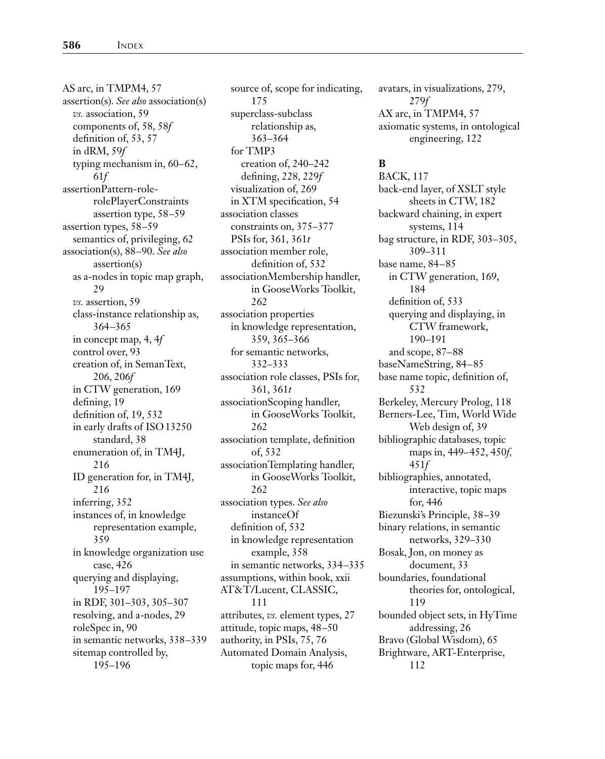AS arc, in TMPM4, 57
assertion(s). *See also* association(s)
- *vs.* association, 59
- components of, 58, 58*f*
- definition of, 53, 57
- in dRM, 59*f*
- typing mechanism in, 60–62, 61*f*

assertionPattern-role-rolePlayerConstraints assertion type, 58–59
assertion types, 58–59
- semantics of, privileging, 62

association(s), 88–90. *See also* assertion(s)
- as a-nodes in topic map graph, 29
- *vs.* assertion, 59
- class-instance relationship as, 364–365
- in concept map, 4, 4*f*
- control over, 93
- creation of, in SemanText, 206, 206*f*
- in CTW generation, 169
- defining, 19
- definition of, 19, 532
- in early drafts of ISO 13250 standard, 38
- enumeration of, in TM4J, 216
- ID generation for, in TM4J, 216
- inferring, 352
- instances of, in knowledge representation example, 359
- in knowledge organization use case, 426
- querying and displaying, 195–197
- in RDF, 301–303, 305–307
- resolving, and a-nodes, 29
- roleSpec in, 90
- in semantic networks, 338–339
- sitemap controlled by, 195–196
- source of, scope for indicating, 175
- superclass-subclass relationship as, 363–364
- for TMP3
  - creation of, 240–242
  - defining, 228, 229*f*
- visualization of, 269
- in XTM specification, 54

association classes
- constraints on, 375–377
- PSIs for, 361, 361*t*

association member role, definition of, 532
associationMembership handler, in GooseWorks Toolkit, 262
association properties
- in knowledge representation, 359, 365–366
- for semantic networks, 332–333

association role classes, PSIs for, 361, 361*t*
associationScoping handler, in GooseWorks Toolkit, 262
association template, definition of, 532
associationTemplating handler, in GooseWorks Toolkit, 262
association types. *See also* instanceOf
- definition of, 532
- in knowledge representation example, 358
- in semantic networks, 334–335

assumptions, within book, xxii
AT&T/Lucent, CLASSIC, 111
attributes, *vs.* element types, 27
attitude, topic maps, 48–50
authority, in PSIs, 75, 76
Automated Domain Analysis, topic maps for, 446
avatars, in visualizations, 279, 279*f*
AX arc, in TMPM4, 57
axiomatic systems, in ontological engineering, 122

**B**

BACK, 117
back-end layer, of XSLT style sheets in CTW, 182
backward chaining, in expert systems, 114
bag structure, in RDF, 303–305, 309–311
base name, 84–85
- in CTW generation, 169, 184
- definition of, 533
- querying and displaying, in CTW framework, 190–191
- and scope, 87–88

baseNameString, 84–85
base name topic, definition of, 532
Berkeley, Mercury Prolog, 118
Berners-Lee, Tim, World Wide Web design of, 39
bibliographic databases, topic maps in, 449–452, 450*f*, 451*f*
bibliographies, annotated, interactive, topic maps for, 446
Biezunski's Principle, 38–39
binary relations, in semantic networks, 329–330
Bosak, Jon, on money as document, 33
boundaries, foundational theories for, ontological, 119
bounded object sets, in HyTime addressing, 26
Bravo (Global Wisdom), 65
Brightware, ART-Enterprise, 112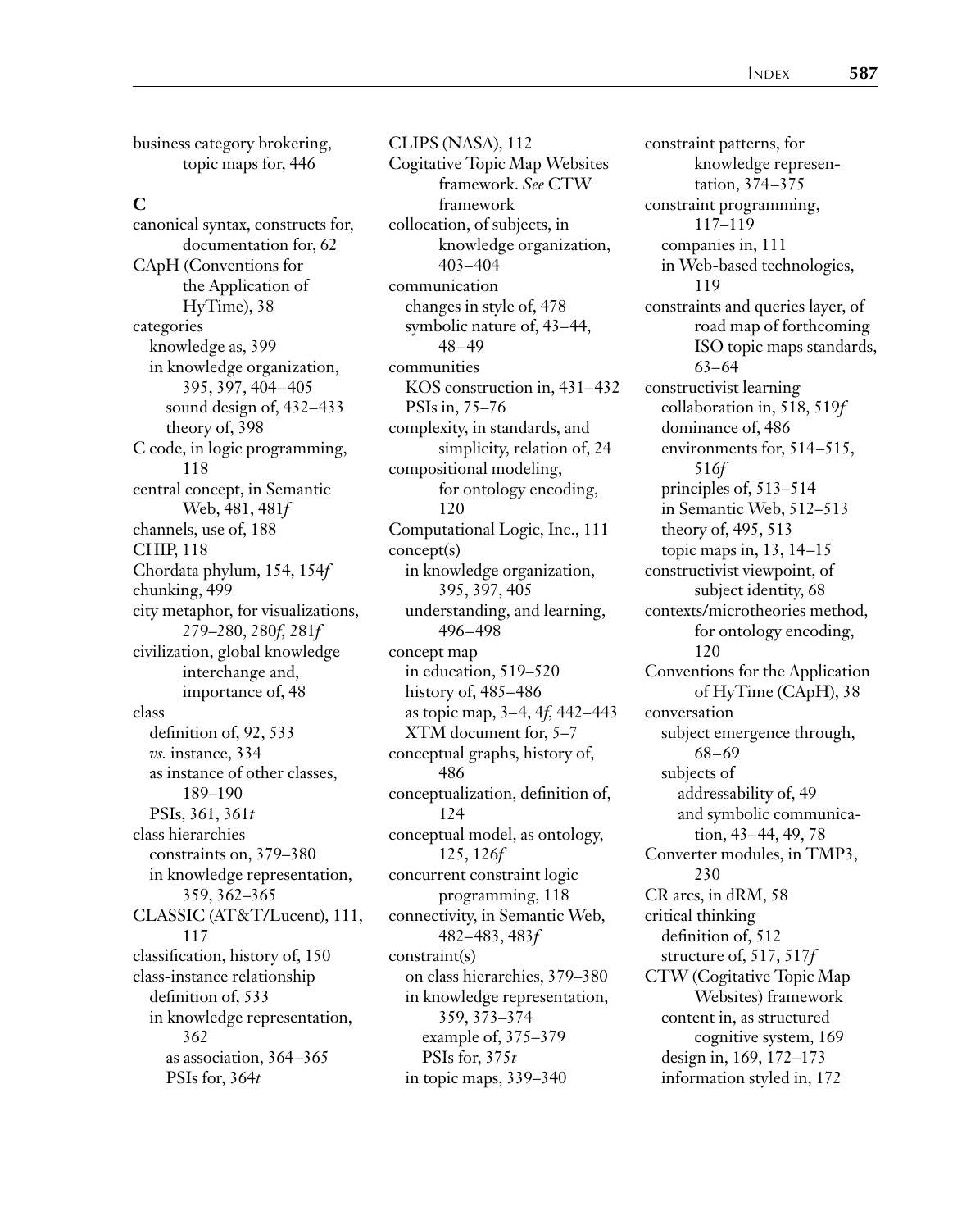business category brokering, topic maps for, 446

## C

canonical syntax, constructs for, documentation for, 62
CApH (Conventions for the Application of HyTime), 38
categories
  knowledge as, 399
  in knowledge organization, 395, 397, 404–405
    sound design of, 432–433
    theory of, 398
C code, in logic programming, 118
central concept, in Semantic Web, 481, 481*f*
channels, use of, 188
CHIP, 118
Chordata phylum, 154, 154*f*
chunking, 499
city metaphor, for visualizations, 279–280, 280*f*, 281*f*
civilization, global knowledge interchange and, importance of, 48
class
  definition of, 92, 533
  *vs.* instance, 334
  as instance of other classes, 189–190
  PSIs, 361, 361*t*
class hierarchies
  constraints on, 379–380
  in knowledge representation, 359, 362–365
CLASSIC (AT&T/Lucent), 111, 117
classification, history of, 150
class-instance relationship
  definition of, 533
  in knowledge representation, 362
    as association, 364–365
    PSIs for, 364*t*
CLIPS (NASA), 112
Cogitative Topic Map Websites framework. *See* CTW framework
collocation, of subjects, in knowledge organization, 403–404
communication
  changes in style of, 478
  symbolic nature of, 43–44, 48–49
communities
  KOS construction in, 431–432
  PSIs in, 75–76
complexity, in standards, and simplicity, relation of, 24
compositional modeling, for ontology encoding, 120
Computational Logic, Inc., 111
concept(s)
  in knowledge organization, 395, 397, 405
  understanding, and learning, 496–498
concept map
  in education, 519–520
  history of, 485–486
  as topic map, 3–4, 4*f*, 442–443
  XTM document for, 5–7
conceptual graphs, history of, 486
conceptualization, definition of, 124
conceptual model, as ontology, 125, 126*f*
concurrent constraint logic programming, 118
connectivity, in Semantic Web, 482–483, 483*f*
constraint(s)
  on class hierarchies, 379–380
  in knowledge representation, 359, 373–374
    example of, 375–379
    PSIs for, 375*t*
  in topic maps, 339–340
constraint patterns, for knowledge representation, 374–375
constraint programming, 117–119
  companies in, 111
  in Web-based technologies, 119
constraints and queries layer, of road map of forthcoming ISO topic maps standards, 63–64
constructivist learning
  collaboration in, 518, 519*f*
  dominance of, 486
  environments for, 514–515, 516*f*
  principles of, 513–514
  in Semantic Web, 512–513
  theory of, 495, 513
  topic maps in, 13, 14–15
constructivist viewpoint, of subject identity, 68
contexts/microtheories method, for ontology encoding, 120
Conventions for the Application of HyTime (CApH), 38
conversation
  subject emergence through, 68–69
  subjects of
    addressability of, 49
    and symbolic communication, 43–44, 49, 78
Converter modules, in TMP3, 230
CR arcs, in dRM, 58
critical thinking
  definition of, 512
  structure of, 517, 517*f*
CTW (Cogitative Topic Map Websites) framework
  content in, as structured cognitive system, 169
  design in, 169, 172–173
  information styled in, 172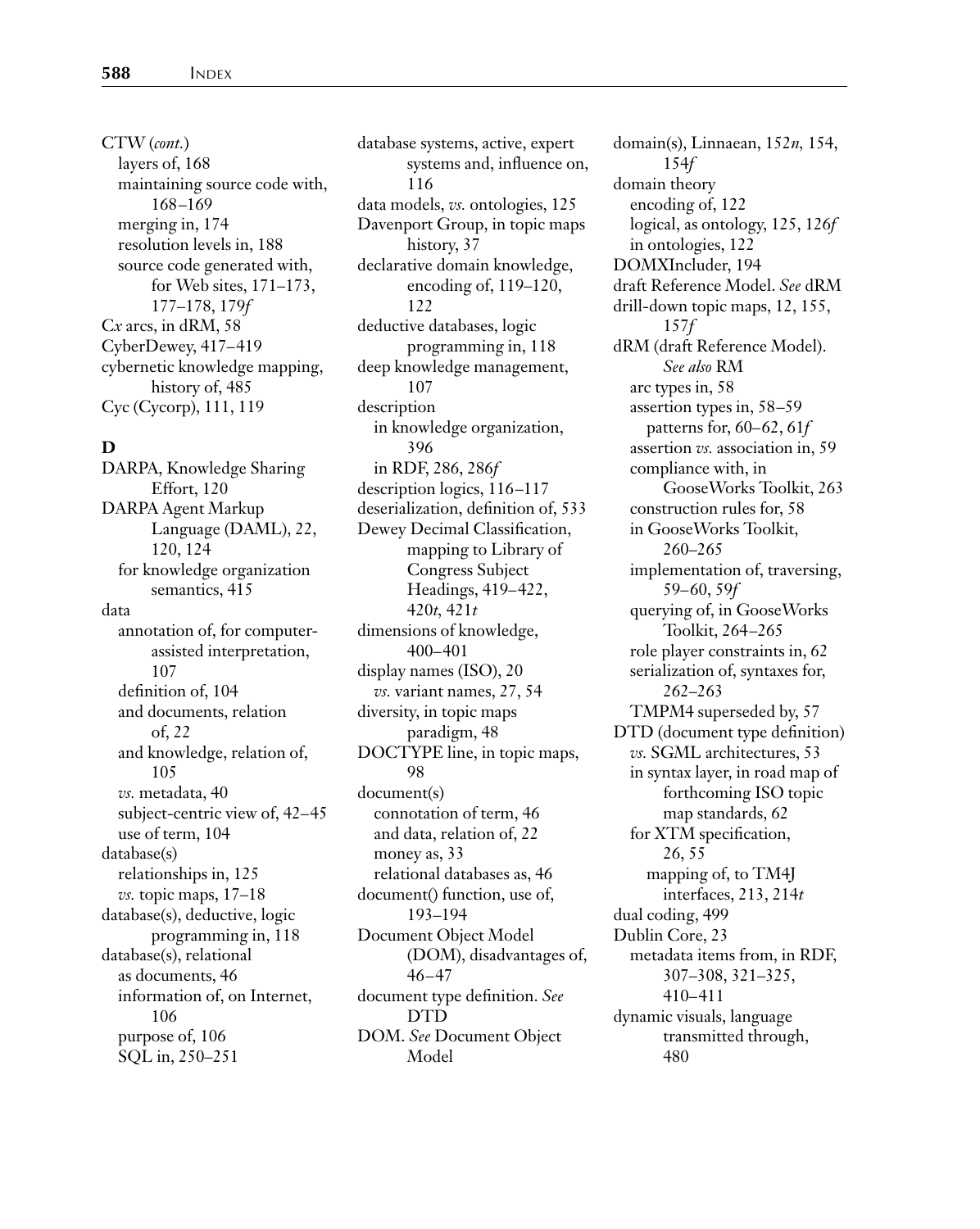CTW (*cont.*)
- layers of, 168
- maintaining source code with, 168–169
- merging in, 174
- resolution levels in, 188
- source code generated with, for Web sites, 171–173, 177–178, 179*f*

C*x* arcs, in dRM, 58

CyberDewey, 417–419

cybernetic knowledge mapping, history of, 485

Cyc (Cycorp), 111, 119

## D

DARPA, Knowledge Sharing Effort, 120

DARPA Agent Markup Language (DAML), 22, 120, 124
- for knowledge organization semantics, 415

data
- annotation of, for computer-assisted interpretation, 107
- definition of, 104
- and documents, relation of, 22
- and knowledge, relation of, 105
- *vs.* metadata, 40
- subject-centric view of, 42–45
- use of term, 104

database(s)
- relationships in, 125
- *vs.* topic maps, 17–18

database(s), deductive, logic programming in, 118

database(s), relational
- as documents, 46
- information of, on Internet, 106
- purpose of, 106
- SQL in, 250–251

database systems, active, expert systems and, influence on, 116

data models, *vs.* ontologies, 125

Davenport Group, in topic maps history, 37

declarative domain knowledge, encoding of, 119–120, 122

deductive databases, logic programming in, 118

deep knowledge management, 107

description
- in knowledge organization, 396
- in RDF, 286, 286*f*

description logics, 116–117

deserialization, definition of, 533

Dewey Decimal Classification, mapping to Library of Congress Subject Headings, 419–422, 420*t*, 421*t*

dimensions of knowledge, 400–401

display names (ISO), 20
- *vs.* variant names, 27, 54

diversity, in topic maps paradigm, 48

DOCTYPE line, in topic maps, 98

document(s)
- connotation of term, 46
- and data, relation of, 22
- money as, 33
- relational databases as, 46

document() function, use of, 193–194

Document Object Model (DOM), disadvantages of, 46–47

document type definition. *See* DTD

DOM. *See* Document Object Model

domain(s), Linnaean, 152*n*, 154, 154*f*

domain theory
- encoding of, 122
- logical, as ontology, 125, 126*f*
- in ontologies, 122

DOMXIncluder, 194

draft Reference Model. *See* dRM

drill-down topic maps, 12, 155, 157*f*

dRM (draft Reference Model). *See also* RM
- arc types in, 58
- assertion types in, 58–59
  - patterns for, 60–62, 61*f*
- assertion *vs.* association in, 59
- compliance with, in GooseWorks Toolkit, 263
- construction rules for, 58
- in GooseWorks Toolkit, 260–265
- implementation of, traversing, 59–60, 59*f*
- querying of, in GooseWorks Toolkit, 264–265
- role player constraints in, 62
- serialization of, syntaxes for, 262–263
- TMPM4 superseded by, 57

DTD (document type definition)
- *vs.* SGML architectures, 53
- in syntax layer, in road map of forthcoming ISO topic map standards, 62
- for XTM specification, 26, 55
  - mapping of, to TM4J interfaces, 213, 214*t*

dual coding, 499

Dublin Core, 23
- metadata items from, in RDF, 307–308, 321–325, 410–411

dynamic visuals, language transmitted through, 480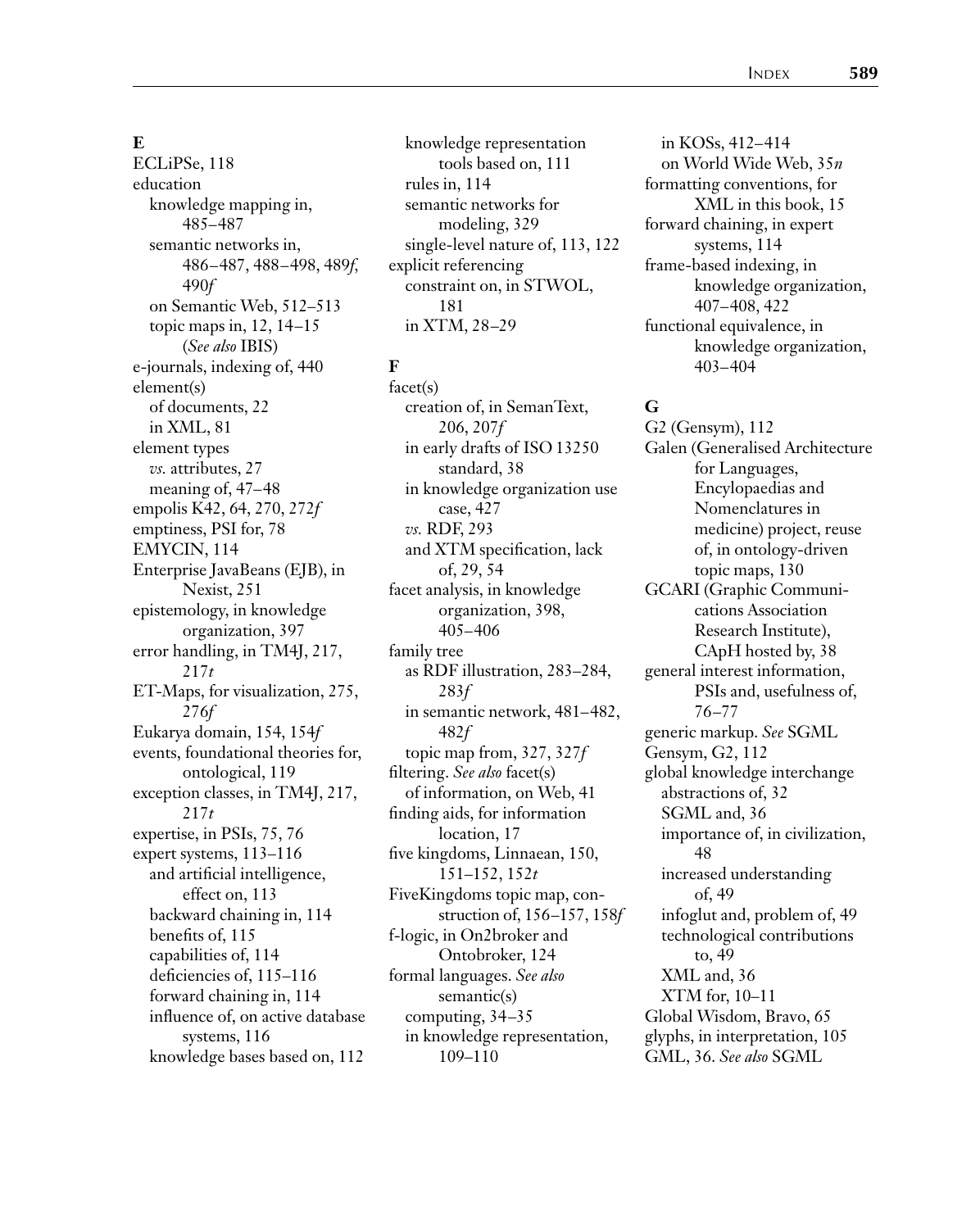## E

ECLiPSe, 118
education
  knowledge mapping in, 485–487
  semantic networks in, 486–487, 488–498, 489*f*, 490*f*
  on Semantic Web, 512–513
  topic maps in, 12, 14–15 (*See also* IBIS)
e-journals, indexing of, 440
element(s)
  of documents, 22
  in XML, 81
element types
  *vs.* attributes, 27
  meaning of, 47–48
empolis K42, 64, 270, 272*f*
emptiness, PSI for, 78
EMYCIN, 114
Enterprise JavaBeans (EJB), in Nexist, 251
epistemology, in knowledge organization, 397
error handling, in TM4J, 217, 217*t*
ET-Maps, for visualization, 275, 276*f*
Eukarya domain, 154, 154*f*
events, foundational theories for, ontological, 119
exception classes, in TM4J, 217, 217*t*
expertise, in PSIs, 75, 76
expert systems, 113–116
  and artificial intelligence, effect on, 113
  backward chaining in, 114
  benefits of, 115
  capabilities of, 114
  deficiencies of, 115–116
  forward chaining in, 114
  influence of, on active database systems, 116
  knowledge bases based on, 112
  knowledge representation tools based on, 111
  rules in, 114
  semantic networks for modeling, 329
  single-level nature of, 113, 122
explicit referencing
  constraint on, in STWOL, 181
  in XTM, 28–29

## F

facet(s)
  creation of, in SemanText, 206, 207*f*
  in early drafts of ISO 13250 standard, 38
  in knowledge organization use case, 427
  *vs.* RDF, 293
  and XTM specification, lack of, 29, 54
facet analysis, in knowledge organization, 398, 405–406
family tree
  as RDF illustration, 283–284, 283*f*
  in semantic network, 481–482, 482*f*
  topic map from, 327, 327*f*
filtering. *See also* facet(s)
  of information, on Web, 41
finding aids, for information location, 17
five kingdoms, Linnaean, 150, 151–152, 152*t*
FiveKingdoms topic map, construction of, 156–157, 158*f*
f-logic, in On2broker and Ontobroker, 124
formal languages. *See also* semantic(s)
  computing, 34–35
  in knowledge representation, 109–110
  in KOSs, 412–414
  on World Wide Web, 35*n*
formatting conventions, for XML in this book, 15
forward chaining, in expert systems, 114
frame-based indexing, in knowledge organization, 407–408, 422
functional equivalence, in knowledge organization, 403–404

## G

G2 (Gensym), 112
Galen (Generalised Architecture for Languages, Encylopaedias and Nomenclatures in medicine) project, reuse of, in ontology-driven topic maps, 130
GCARI (Graphic Communications Association Research Institute), CApH hosted by, 38
general interest information, PSIs and, usefulness of, 76–77
generic markup. *See* SGML
Gensym, G2, 112
global knowledge interchange
  abstractions of, 32
  SGML and, 36
  importance of, in civilization, 48
  increased understanding of, 49
  infoglut and, problem of, 49
  technological contributions to, 49
  XML and, 36
  XTM for, 10–11
Global Wisdom, Bravo, 65
glyphs, in interpretation, 105
GML, 36. *See also* SGML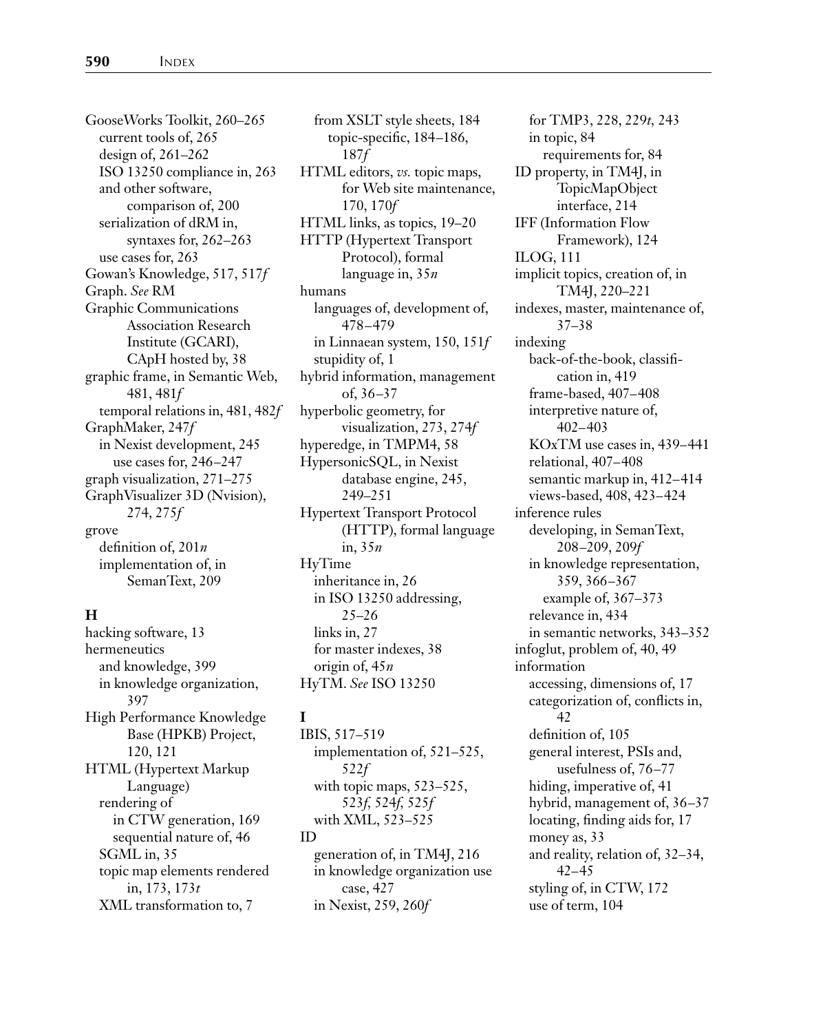GooseWorks Toolkit, 260–265
  current tools of, 265
  design of, 261–262
  ISO 13250 compliance in, 263
  and other software, comparison of, 200
  serialization of dRM in, syntaxes for, 262–263
  use cases for, 263
Gowan's Knowledge, 517, 517*f*
Graph. *See* RM
Graphic Communications Association Research Institute (GCARI), CApH hosted by, 38
graphic frame, in Semantic Web, 481, 481*f*
  temporal relations in, 481, 482*f*
GraphMaker, 247*f*
  in Nexist development, 245
    use cases for, 246–247
graph visualization, 271–275
GraphVisualizer 3D (Nvision), 274, 275*f*
grove
  definition of, 201*n*
  implementation of, in SemanText, 209

**H**

hacking software, 13
hermeneutics
  and knowledge, 399
  in knowledge organization, 397
High Performance Knowledge Base (HPKB) Project, 120, 121
HTML (Hypertext Markup Language)
  rendering of
    in CTW generation, 169
    sequential nature of, 46
  SGML in, 35
  topic map elements rendered in, 173, 173*t*
  XML transformation to, 7
  from XSLT style sheets, 184
    topic-specific, 184–186, 187*f*
HTML editors, *vs.* topic maps, for Web site maintenance, 170, 170*f*
HTML links, as topics, 19–20
HTTP (Hypertext Transport Protocol), formal language in, 35*n*
humans
  languages of, development of, 478–479
  in Linnaean system, 150, 151*f*
  stupidity of, 1
hybrid information, management of, 36–37
hyperbolic geometry, for visualization, 273, 274*f*
hyperedge, in TMPM4, 58
HypersonicSQL, in Nexist database engine, 245, 249–251
Hypertext Transport Protocol (HTTP), formal language in, 35*n*
HyTime
  inheritance in, 26
  in ISO 13250 addressing, 25–26
  links in, 27
  for master indexes, 38
  origin of, 45*n*
HyTM. *See* ISO 13250

**I**

IBIS, 517–519
  implementation of, 521–525, 522*f*
  with topic maps, 523–525, 523*f*, 524*f*, 525*f*
  with XML, 523–525
ID
  generation of, in TM4J, 216
  in knowledge organization use case, 427
  in Nexist, 259, 260*f*
  for TMP3, 228, 229*t*, 243
  in topic, 84
    requirements for, 84
ID property, in TM4J, in TopicMapObject interface, 214
IFF (Information Flow Framework), 124
ILOG, 111
implicit topics, creation of, in TM4J, 220–221
indexes, master, maintenance of, 37–38
indexing
  back-of-the-book, classification in, 419
  frame-based, 407–408
  interpretive nature of, 402–403
  KOxTM use cases in, 439–441
  relational, 407–408
  semantic markup in, 412–414
  views-based, 408, 423–424
inference rules
  developing, in SemanText, 208–209, 209*f*
  in knowledge representation, 359, 366–367
    example of, 367–373
  relevance in, 434
  in semantic networks, 343–352
infoglut, problem of, 40, 49
information
  accessing, dimensions of, 17
  categorization of, conflicts in, 42
  definition of, 105
  general interest, PSIs and, usefulness of, 76–77
  hiding, imperative of, 41
  hybrid, management of, 36–37
  locating, finding aids for, 17
  money as, 33
  and reality, relation of, 32–34, 42–45
  styling of, in CTW, 172
  use of term, 104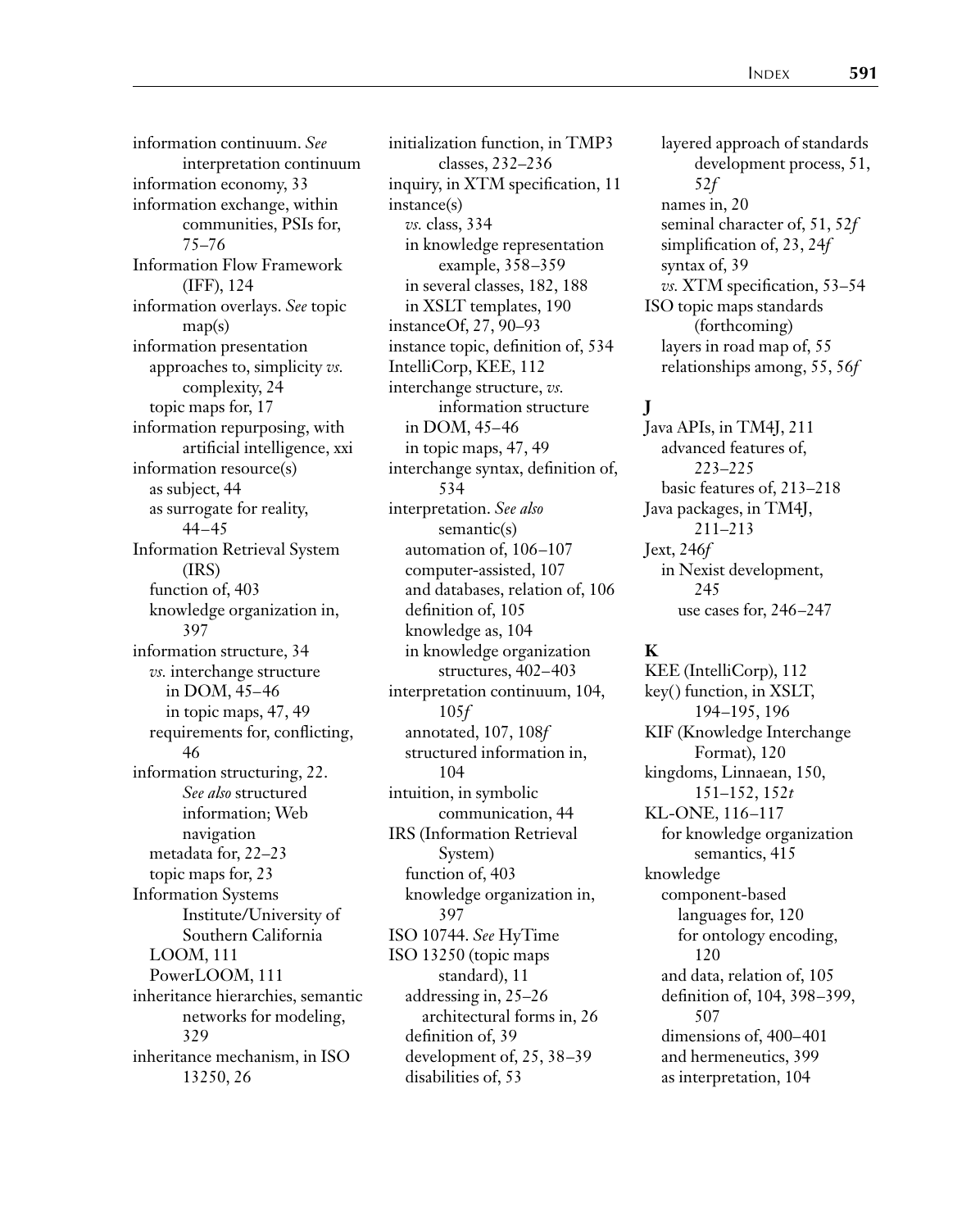information continuum. *See* interpretation continuum
information economy, 33
information exchange, within communities, PSIs for, 75–76
Information Flow Framework (IFF), 124
information overlays. *See* topic map(s)
information presentation
  approaches to, simplicity *vs.* complexity, 24
  topic maps for, 17
information repurposing, with artificial intelligence, xxi
information resource(s)
  as subject, 44
  as surrogate for reality, 44–45
Information Retrieval System (IRS)
  function of, 403
  knowledge organization in, 397
information structure, 34
  *vs.* interchange structure
    in DOM, 45–46
    in topic maps, 47, 49
  requirements for, conflicting, 46
information structuring, 22. *See also* structured information; Web navigation
  metadata for, 22–23
  topic maps for, 23
Information Systems Institute/University of Southern California
  LOOM, 111
  PowerLOOM, 111
inheritance hierarchies, semantic networks for modeling, 329
inheritance mechanism, in ISO 13250, 26

initialization function, in TMP3 classes, 232–236
inquiry, in XTM specification, 11
instance(s)
  *vs.* class, 334
  in knowledge representation example, 358–359
  in several classes, 182, 188
  in XSLT templates, 190
instanceOf, 27, 90–93
instance topic, definition of, 534
IntelliCorp, KEE, 112
interchange structure, *vs.* information structure
  in DOM, 45–46
  in topic maps, 47, 49
interchange syntax, definition of, 534
interpretation. *See also* semantic(s)
  automation of, 106–107
  computer-assisted, 107
  and databases, relation of, 106
  definition of, 105
  knowledge as, 104
  in knowledge organization structures, 402–403
interpretation continuum, 104, 105*f*
  annotated, 107, 108*f*
  structured information in, 104
intuition, in symbolic communication, 44
IRS (Information Retrieval System)
  function of, 403
  knowledge organization in, 397
ISO 10744. *See* HyTime
ISO 13250 (topic maps standard), 11
  addressing in, 25–26
    architectural forms in, 26
  definition of, 39
  development of, 25, 38–39
  disabilities of, 53

  layered approach of standards development process, 51, 52*f*
  names in, 20
  seminal character of, 51, 52*f*
  simplification of, 23, 24*f*
  syntax of, 39
  *vs.* XTM specification, 53–54
ISO topic maps standards (forthcoming)
  layers in road map of, 55
  relationships among, 55, 56*f*

**J**

Java APIs, in TM4J, 211
  advanced features of, 223–225
  basic features of, 213–218
Java packages, in TM4J, 211–213
Jext, 246*f*
  in Nexist development, 245
    use cases for, 246–247

**K**

KEE (IntelliCorp), 112
key() function, in XSLT, 194–195, 196
KIF (Knowledge Interchange Format), 120
kingdoms, Linnaean, 150, 151–152, 152*t*
KL-ONE, 116–117
  for knowledge organization semantics, 415
knowledge
  component-based
    languages for, 120
    for ontology encoding, 120
  and data, relation of, 105
  definition of, 104, 398–399, 507
  dimensions of, 400–401
  and hermeneutics, 399
  as interpretation, 104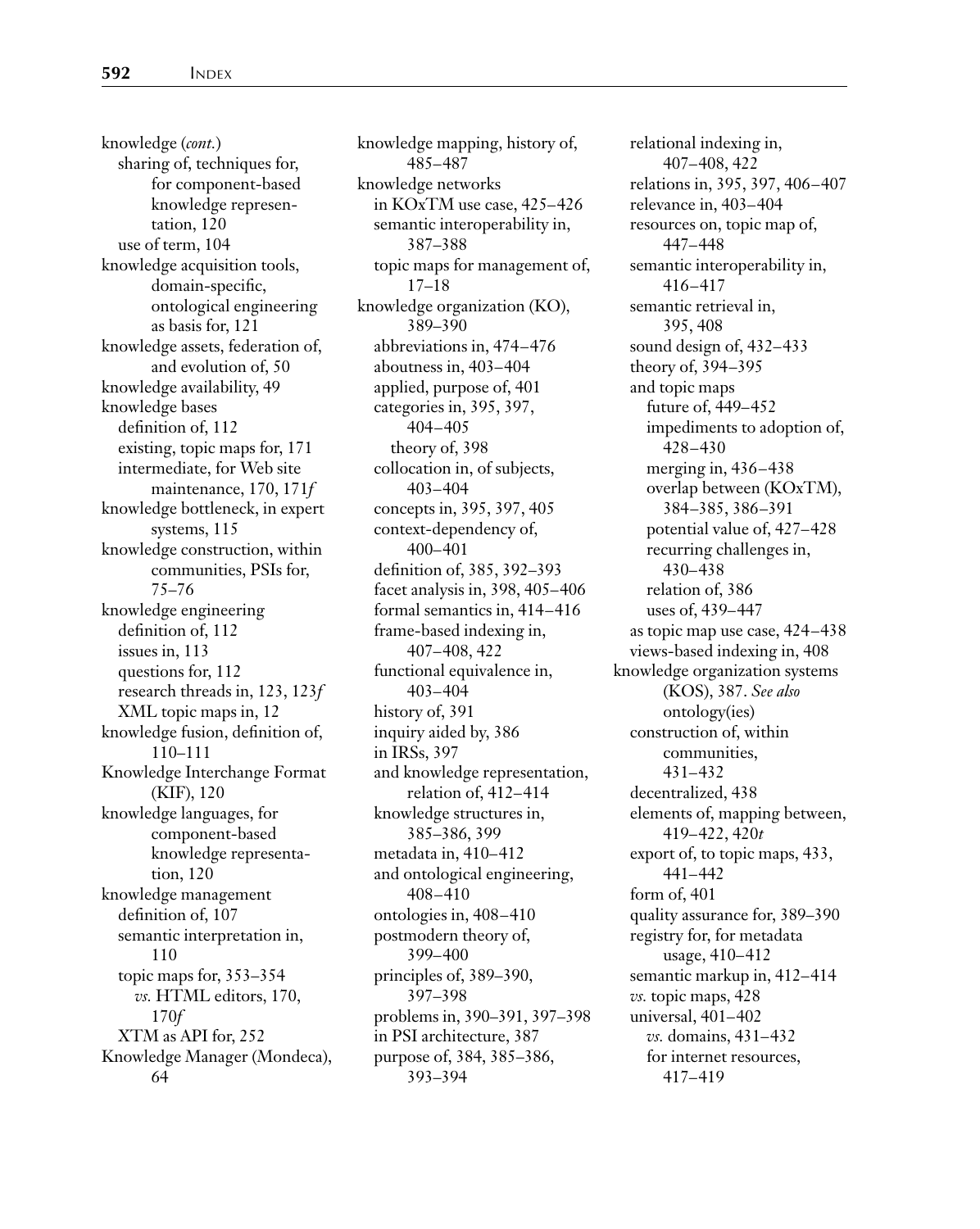knowledge (*cont.*)
  sharing of, techniques for, for component-based knowledge representation, 120
  use of term, 104
knowledge acquisition tools, domain-specific, ontological engineering as basis for, 121
knowledge assets, federation of, and evolution of, 50
knowledge availability, 49
knowledge bases
  definition of, 112
  existing, topic maps for, 171
  intermediate, for Web site maintenance, 170, 171*f*
knowledge bottleneck, in expert systems, 115
knowledge construction, within communities, PSIs for, 75–76
knowledge engineering
  definition of, 112
  issues in, 113
  questions for, 112
  research threads in, 123, 123*f*
  XML topic maps in, 12
knowledge fusion, definition of, 110–111
Knowledge Interchange Format (KIF), 120
knowledge languages, for component-based knowledge representation, 120
knowledge management
  definition of, 107
  semantic interpretation in, 110
  topic maps for, 353–354
    *vs.* HTML editors, 170, 170*f*
  XTM as API for, 252
Knowledge Manager (Mondeca), 64
knowledge mapping, history of, 485–487
knowledge networks
  in KOxTM use case, 425–426
  semantic interoperability in, 387–388
  topic maps for management of, 17–18
knowledge organization (KO), 389–390
  abbreviations in, 474–476
  aboutness in, 403–404
  applied, purpose of, 401
  categories in, 395, 397, 404–405
    theory of, 398
  collocation in, of subjects, 403–404
  concepts in, 395, 397, 405
  context-dependency of, 400–401
  definition of, 385, 392–393
  facet analysis in, 398, 405–406
  formal semantics in, 414–416
  frame-based indexing in, 407–408, 422
  functional equivalence in, 403–404
  history of, 391
  inquiry aided by, 386
  in IRSs, 397
  and knowledge representation, relation of, 412–414
  knowledge structures in, 385–386, 399
  metadata in, 410–412
  and ontological engineering, 408–410
  ontologies in, 408–410
  postmodern theory of, 399–400
  principles of, 389–390, 397–398
  problems in, 390–391, 397–398
  in PSI architecture, 387
  purpose of, 384, 385–386, 393–394
  relational indexing in, 407–408, 422
  relations in, 395, 397, 406–407
  relevance in, 403–404
  resources on, topic map of, 447–448
  semantic interoperability in, 416–417
  semantic retrieval in, 395, 408
  sound design of, 432–433
  theory of, 394–395
  and topic maps
    future of, 449–452
    impediments to adoption of, 428–430
    merging in, 436–438
    overlap between (KOxTM), 384–385, 386–391
    potential value of, 427–428
    recurring challenges in, 430–438
    relation of, 386
    uses of, 439–447
  as topic map use case, 424–438
  views-based indexing in, 408
knowledge organization systems (KOS), 387. *See also* ontology(ies)
  construction of, within communities, 431–432
  decentralized, 438
  elements of, mapping between, 419–422, 420*t*
  export of, to topic maps, 433, 441–442
  form of, 401
  quality assurance for, 389–390
  registry for, for metadata usage, 410–412
  semantic markup in, 412–414
  *vs.* topic maps, 428
  universal, 401–402
    *vs.* domains, 431–432
    for internet resources, 417–419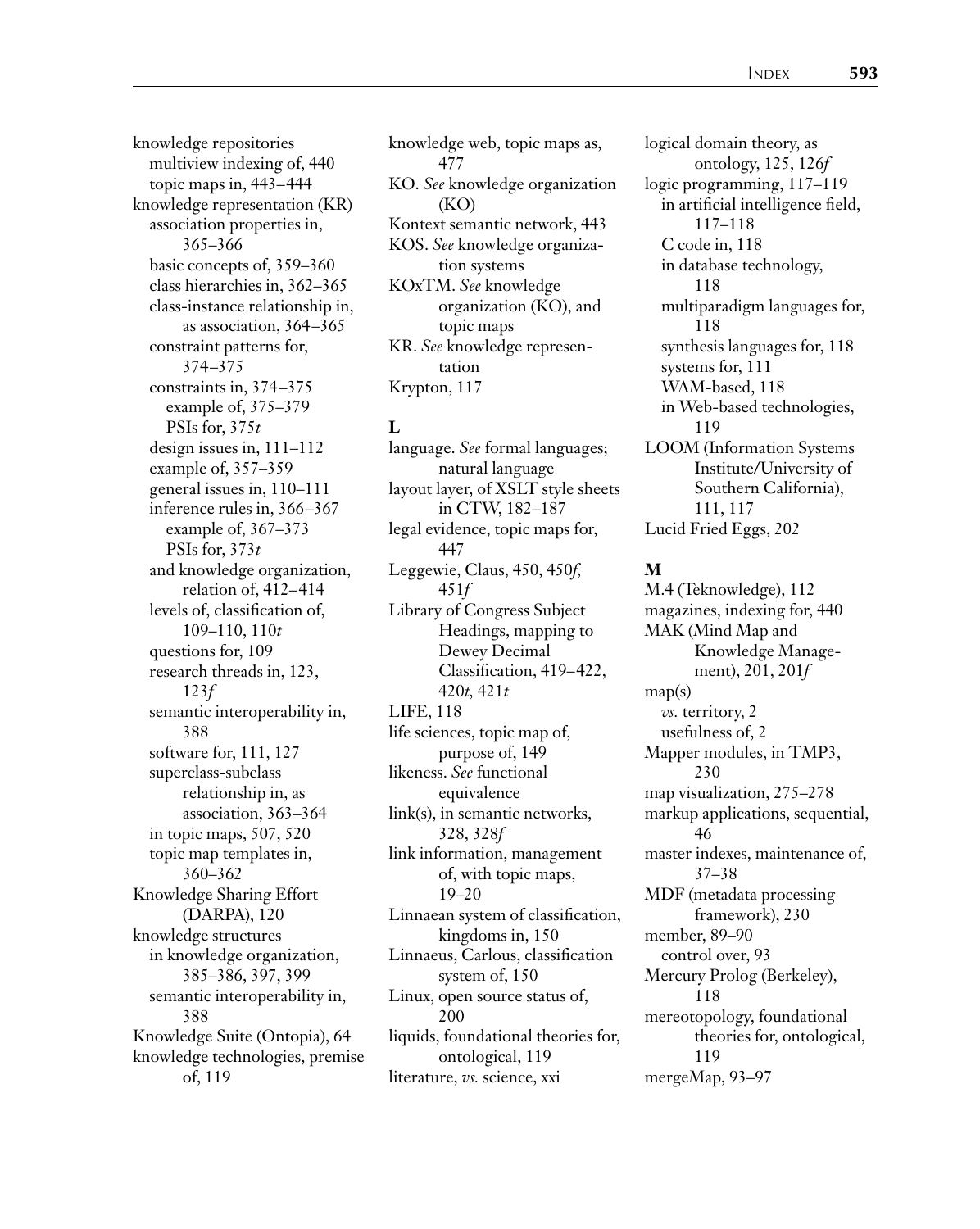knowledge repositories
  multiview indexing of, 440
  topic maps in, 443–444
knowledge representation (KR)
  association properties in, 365–366
  basic concepts of, 359–360
  class hierarchies in, 362–365
  class-instance relationship in, as association, 364–365
  constraint patterns for, 374–375
  constraints in, 374–375
    example of, 375–379
    PSIs for, 375*t*
  design issues in, 111–112
  example of, 357–359
  general issues in, 110–111
  inference rules in, 366–367
    example of, 367–373
    PSIs for, 373*t*
  and knowledge organization, relation of, 412–414
  levels of, classification of, 109–110, 110*t*
  questions for, 109
  research threads in, 123, 123*f*
  semantic interoperability in, 388
  software for, 111, 127
  superclass-subclass relationship in, as association, 363–364
  in topic maps, 507, 520
  topic map templates in, 360–362
Knowledge Sharing Effort (DARPA), 120
knowledge structures
  in knowledge organization, 385–386, 397, 399
  semantic interoperability in, 388
Knowledge Suite (Ontopia), 64
knowledge technologies, premise of, 119
knowledge web, topic maps as, 477
KO. *See* knowledge organization (KO)
Kontext semantic network, 443
KOS. *See* knowledge organization systems
KOxTM. *See* knowledge organization (KO), and topic maps
KR. *See* knowledge representation
Krypton, 117

**L**

language. *See* formal languages; natural language
layout layer, of XSLT style sheets in CTW, 182–187
legal evidence, topic maps for, 447
Leggewie, Claus, 450, 450*f*, 451*f*
Library of Congress Subject Headings, mapping to Dewey Decimal Classification, 419–422, 420*t*, 421*t*
LIFE, 118
life sciences, topic map of, purpose of, 149
likeness. *See* functional equivalence
link(s), in semantic networks, 328, 328*f*
link information, management of, with topic maps, 19–20
Linnaean system of classification, kingdoms in, 150
Linnaeus, Carlous, classification system of, 150
Linux, open source status of, 200
liquids, foundational theories for, ontological, 119
literature, *vs.* science, xxi
logical domain theory, as ontology, 125, 126*f*
logic programming, 117–119
  in artificial intelligence field, 117–118
  C code in, 118
  in database technology, 118
  multiparadigm languages for, 118
  synthesis languages for, 118
  systems for, 111
  WAM-based, 118
  in Web-based technologies, 119
LOOM (Information Systems Institute/University of Southern California), 111, 117
Lucid Fried Eggs, 202

**M**

M.4 (Teknowledge), 112
magazines, indexing for, 440
MAK (Mind Map and Knowledge Management), 201, 201*f*
map(s)
  *vs.* territory, 2
  usefulness of, 2
Mapper modules, in TMP3, 230
map visualization, 275–278
markup applications, sequential, 46
master indexes, maintenance of, 37–38
MDF (metadata processing framework), 230
member, 89–90
  control over, 93
Mercury Prolog (Berkeley), 118
mereotopology, foundational theories for, ontological, 119
mergeMap, 93–97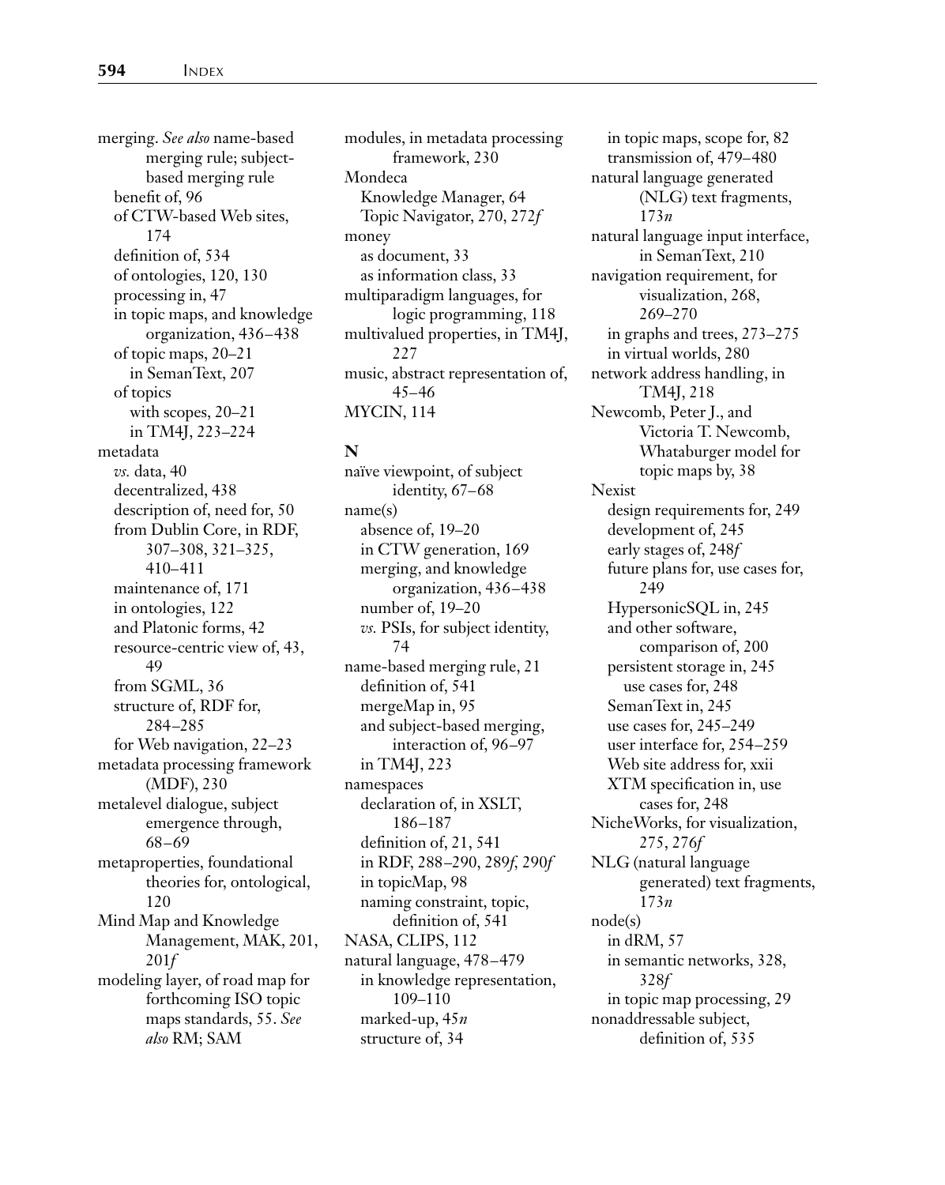merging. *See also* name-based merging rule; subject-based merging rule
- benefit of, 96
- of CTW-based Web sites, 174
- definition of, 534
- of ontologies, 120, 130
- processing in, 47
- in topic maps, and knowledge organization, 436–438
- of topic maps, 20–21
  - in SemanText, 207
- of topics
  - with scopes, 20–21
  - in TM4J, 223–224

metadata
- *vs.* data, 40
- decentralized, 438
- description of, need for, 50
- from Dublin Core, in RDF, 307–308, 321–325, 410–411
- maintenance of, 171
- in ontologies, 122
- and Platonic forms, 42
- resource-centric view of, 43, 49
- from SGML, 36
- structure of, RDF for, 284–285
- for Web navigation, 22–23

metadata processing framework (MDF), 230

metalevel dialogue, subject emergence through, 68–69

metaproperties, foundational theories for, ontological, 120

Mind Map and Knowledge Management, MAK, 201, 201*f*

modeling layer, of road map for forthcoming ISO topic maps standards, 55. *See also* RM; SAM

modules, in metadata processing framework, 230

Mondeca
- Knowledge Manager, 64
- Topic Navigator, 270, 272*f*

money
- as document, 33
- as information class, 33

multiparadigm languages, for logic programming, 118

multivalued properties, in TM4J, 227

music, abstract representation of, 45–46

MYCIN, 114

## N

naïve viewpoint, of subject identity, 67–68

name(s)
- absence of, 19–20
- in CTW generation, 169
- merging, and knowledge organization, 436–438
- number of, 19–20
- *vs.* PSIs, for subject identity, 74

name-based merging rule, 21
- definition of, 541
- mergeMap in, 95
- and subject-based merging, interaction of, 96–97
- in TM4J, 223

namespaces
- declaration of, in XSLT, 186–187
- definition of, 21, 541
- in RDF, 288–290, 289*f*, 290*f*
- in topicMap, 98

naming constraint, topic, definition of, 541

NASA, CLIPS, 112

natural language, 478–479
- in knowledge representation, 109–110
- marked-up, 45*n*
- structure of, 34
- in topic maps, scope for, 82
- transmission of, 479–480

natural language generated (NLG) text fragments, 173*n*

natural language input interface, in SemanText, 210

navigation requirement, for visualization, 268, 269–270
- in graphs and trees, 273–275
- in virtual worlds, 280

network address handling, in TM4J, 218

Newcomb, Peter J., and Victoria T. Newcomb, Whataburger model for topic maps by, 38

Nexist
- design requirements for, 249
- development of, 245
- early stages of, 248*f*
- future plans for, use cases for, 249
- HypersonicSQL in, 245
- and other software, comparison of, 200
- persistent storage in, 245
  - use cases for, 248
- SemanText in, 245
- use cases for, 245–249
- user interface for, 254–259
- Web site address for, xxii
- XTM specification in, use cases for, 248

NicheWorks, for visualization, 275, 276*f*

NLG (natural language generated) text fragments, 173*n*

node(s)
- in dRM, 57
- in semantic networks, 328, 328*f*
- in topic map processing, 29

nonaddressable subject, definition of, 535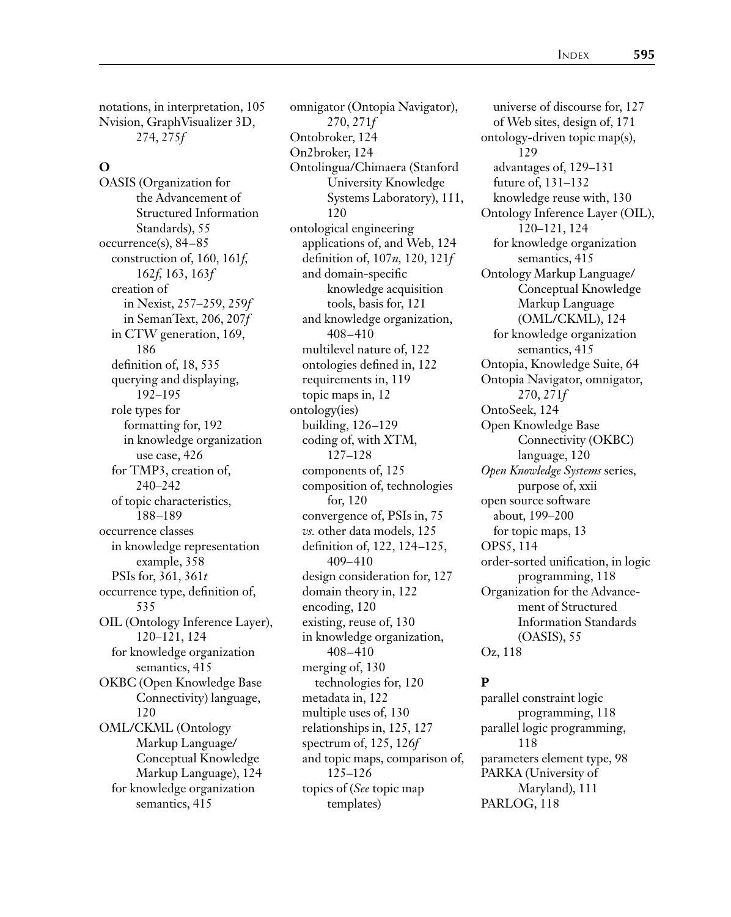notations, in interpretation, 105
Nvision, GraphVisualizer 3D, 274, 275*f*

## O

OASIS (Organization for the Advancement of Structured Information Standards), 55
occurrence(s), 84–85
- construction of, 160, 161*f*, 162*f*, 163, 163*f*
- creation of
  - in Nexist, 257–259, 259*f*
  - in SemanText, 206, 207*f*
- in CTW generation, 169, 186
- definition of, 18, 535
- querying and displaying, 192–195
- role types for
  - formatting for, 192
  - in knowledge organization use case, 426
- for TMP3, creation of, 240–242
- of topic characteristics, 188–189

occurrence classes
- in knowledge representation example, 358
- PSIs for, 361, 361*t*

occurrence type, definition of, 535
OIL (Ontology Inference Layer), 120–121, 124
- for knowledge organization semantics, 415

OKBC (Open Knowledge Base Connectivity) language, 120
OML/CKML (Ontology Markup Language/ Conceptual Knowledge Markup Language), 124
- for knowledge organization semantics, 415

omnigator (Ontopia Navigator), 270, 271*f*
Ontobroker, 124
On2broker, 124
Ontolingua/Chimaera (Stanford University Knowledge Systems Laboratory), 111, 120
ontological engineering
- applications of, and Web, 124
- definition of, 107*n*, 120, 121*f*
- and domain-specific knowledge acquisition tools, basis for, 121
- and knowledge organization, 408–410
- multilevel nature of, 122
- ontologies defined in, 122
- requirements in, 119
- topic maps in, 12

ontology(ies)
- building, 126–129
- coding of, with XTM, 127–128
- components of, 125
- composition of, technologies for, 120
- convergence of, PSIs in, 75
- *vs.* other data models, 125
- definition of, 122, 124–125, 409–410
- design consideration for, 127
- domain theory in, 122
- encoding, 120
- existing, reuse of, 130
- in knowledge organization, 408–410
- merging of, 130
  - technologies for, 120
- metadata in, 122
- multiple uses of, 130
- relationships in, 125, 127
- spectrum of, 125, 126*f*
- and topic maps, comparison of, 125–126
- topics of (*See* topic map templates)
- universe of discourse for, 127
- of Web sites, design of, 171

ontology-driven topic map(s), 129
- advantages of, 129–131
- future of, 131–132
- knowledge reuse with, 130

Ontology Inference Layer (OIL), 120–121, 124
- for knowledge organization semantics, 415

Ontology Markup Language/ Conceptual Knowledge Markup Language (OML/CKML), 124
- for knowledge organization semantics, 415

Ontopia, Knowledge Suite, 64
Ontopia Navigator, omnigator, 270, 271*f*
OntoSeek, 124
Open Knowledge Base Connectivity (OKBC) language, 120
*Open Knowledge Systems* series, purpose of, xxii
open source software
- about, 199–200
- for topic maps, 13

OPS5, 114
order-sorted unification, in logic programming, 118
Organization for the Advancement of Structured Information Standards (OASIS), 55
Oz, 118

## P

parallel constraint logic programming, 118
parallel logic programming, 118
parameters element type, 98
PARKA (University of Maryland), 111
PARLOG, 118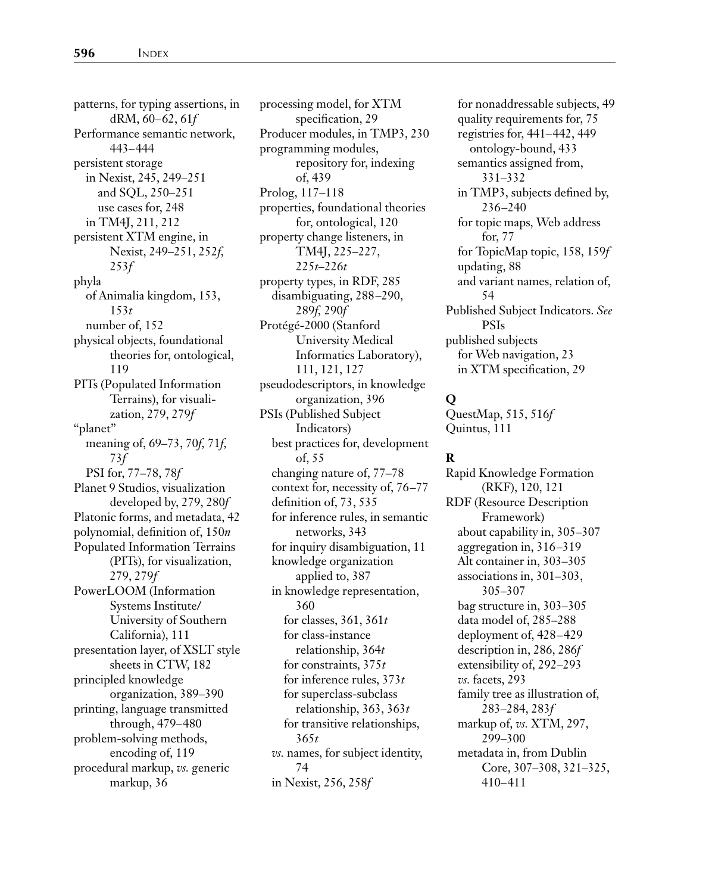patterns, for typing assertions, in dRM, 60–62, 61*f*
Performance semantic network, 443–444
persistent storage
  in Nexist, 245, 249–251
    and SQL, 250–251
    use cases for, 248
  in TM4J, 211, 212
persistent XTM engine, in Nexist, 249–251, 252*f*, 253*f*
phyla
  of Animalia kingdom, 153, 153*t*
  number of, 152
physical objects, foundational theories for, ontological, 119
PITs (Populated Information Terrains), for visualization, 279, 279*f*
"planet"
  meaning of, 69–73, 70*f*, 71*f*, 73*f*
  PSI for, 77–78, 78*f*
Planet 9 Studios, visualization developed by, 279, 280*f*
Platonic forms, and metadata, 42
polynomial, definition of, 150*n*
Populated Information Terrains (PITs), for visualization, 279, 279*f*
PowerLOOM (Information Systems Institute/ University of Southern California), 111
presentation layer, of XSLT style sheets in CTW, 182
principled knowledge organization, 389–390
printing, language transmitted through, 479–480
problem-solving methods, encoding of, 119
procedural markup, *vs.* generic markup, 36
processing model, for XTM specification, 29
Producer modules, in TMP3, 230
programming modules, repository for, indexing of, 439
Prolog, 117–118
properties, foundational theories for, ontological, 120
property change listeners, in TM4J, 225–227, 225*t*–226*t*
property types, in RDF, 285
  disambiguating, 288–290, 289*f*, 290*f*
Protégé-2000 (Stanford University Medical Informatics Laboratory), 111, 121, 127
pseudodescriptors, in knowledge organization, 396
PSIs (Published Subject Indicators)
  best practices for, development of, 55
  changing nature of, 77–78
  context for, necessity of, 76–77
  definition of, 73, 535
  for inference rules, in semantic networks, 343
  for inquiry disambiguation, 11
  knowledge organization applied to, 387
  in knowledge representation, 360
    for classes, 361, 361*t*
    for class-instance relationship, 364*t*
    for constraints, 375*t*
    for inference rules, 373*t*
    for superclass-subclass relationship, 363, 363*t*
    for transitive relationships, 365*t*
  *vs.* names, for subject identity, 74
  in Nexist, 256, 258*f*
  for nonaddressable subjects, 49
  quality requirements for, 75
  registries for, 441–442, 449
    ontology-bound, 433
  semantics assigned from, 331–332
  in TMP3, subjects defined by, 236–240
  for topic maps, Web address for, 77
  for TopicMap topic, 158, 159*f*
  updating, 88
  and variant names, relation of, 54
Published Subject Indicators. *See* PSIs
published subjects
  for Web navigation, 23
  in XTM specification, 29

## Q

QuestMap, 515, 516*f*
Quintus, 111

## R

Rapid Knowledge Formation (RKF), 120, 121
RDF (Resource Description Framework)
  about capability in, 305–307
  aggregation in, 316–319
  Alt container in, 303–305
  associations in, 301–303, 305–307
  bag structure in, 303–305
  data model of, 285–288
  deployment of, 428–429
  description in, 286, 286*f*
  extensibility of, 292–293
  *vs.* facets, 293
  family tree as illustration of, 283–284, 283*f*
  markup of, *vs.* XTM, 297, 299–300
  metadata in, from Dublin Core, 307–308, 321–325, 410–411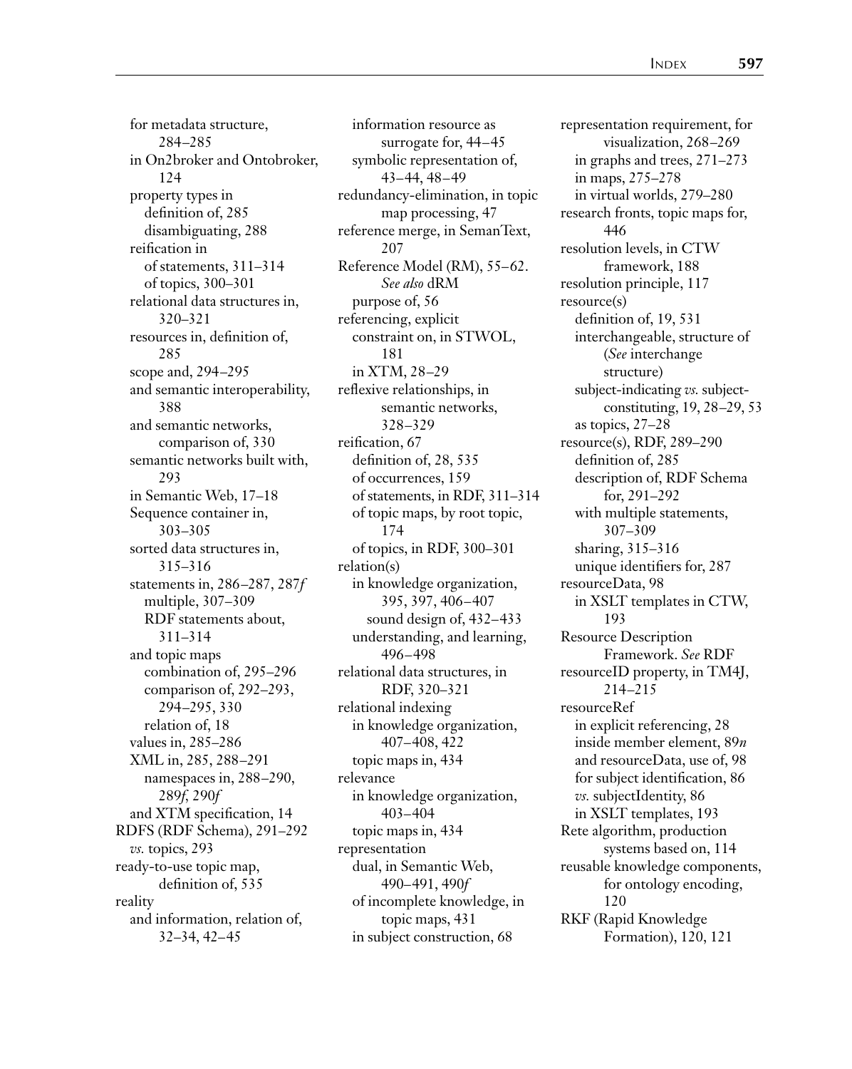for metadata structure, 284–285
in On2broker and Ontobroker, 124
property types in
- definition of, 285
- disambiguating, 288

reification in
- of statements, 311–314
- of topics, 300–301

relational data structures in, 320–321
resources in, definition of, 285
scope and, 294–295
and semantic interoperability, 388
and semantic networks, comparison of, 330
semantic networks built with, 293
in Semantic Web, 17–18
Sequence container in, 303–305
sorted data structures in, 315–316
statements in, 286–287, 287*f*
- multiple, 307–309
- RDF statements about, 311–314

and topic maps
- combination of, 295–296
- comparison of, 292–293, 294–295, 330
- relation of, 18

values in, 285–286
XML in, 285, 288–291
- namespaces in, 288–290, 289*f*, 290*f*

and XTM specification, 14

RDFS (RDF Schema), 291–292
- *vs.* topics, 293

ready-to-use topic map, definition of, 535

reality
- and information, relation of, 32–34, 42–45
- information resource as surrogate for, 44–45
- symbolic representation of, 43–44, 48–49

redundancy-elimination, in topic map processing, 47

reference merge, in SemanText, 207

Reference Model (RM), 55–62. *See also* dRM
- purpose of, 56

referencing, explicit
- constraint on, in STWOL, 181
- in XTM, 28–29

reflexive relationships, in semantic networks, 328–329

reification, 67
- definition of, 28, 535
- of occurrences, 159
- of statements, in RDF, 311–314
- of topic maps, by root topic, 174
- of topics, in RDF, 300–301

relation(s)
- in knowledge organization, 395, 397, 406–407
  - sound design of, 432–433
- understanding, and learning, 496–498

relational data structures, in RDF, 320–321

relational indexing
- in knowledge organization, 407–408, 422
- topic maps in, 434

relevance
- in knowledge organization, 403–404
- topic maps in, 434

representation
- dual, in Semantic Web, 490–491, 490*f*
- of incomplete knowledge, in topic maps, 431
- in subject construction, 68

representation requirement, for visualization, 268–269
- in graphs and trees, 271–273
- in maps, 275–278
- in virtual worlds, 279–280

research fronts, topic maps for, 446

resolution levels, in CTW framework, 188

resolution principle, 117

resource(s)
- definition of, 19, 531
- interchangeable, structure of (*See* interchange structure)
- subject-indicating *vs.* subject-constituting, 19, 28–29, 53
- as topics, 27–28

resource(s), RDF, 289–290
- definition of, 285
- description of, RDF Schema for, 291–292
- with multiple statements, 307–309
- sharing, 315–316
- unique identifiers for, 287

resourceData, 98
- in XSLT templates in CTW, 193

Resource Description Framework. *See* RDF

resourceID property, in TM4J, 214–215

resourceRef
- in explicit referencing, 28
- inside member element, 89*n*
- and resourceData, use of, 98
- for subject identification, 86
- *vs.* subjectIdentity, 86
- in XSLT templates, 193

Rete algorithm, production systems based on, 114

reusable knowledge components, for ontology encoding, 120

RKF (Rapid Knowledge Formation), 120, 121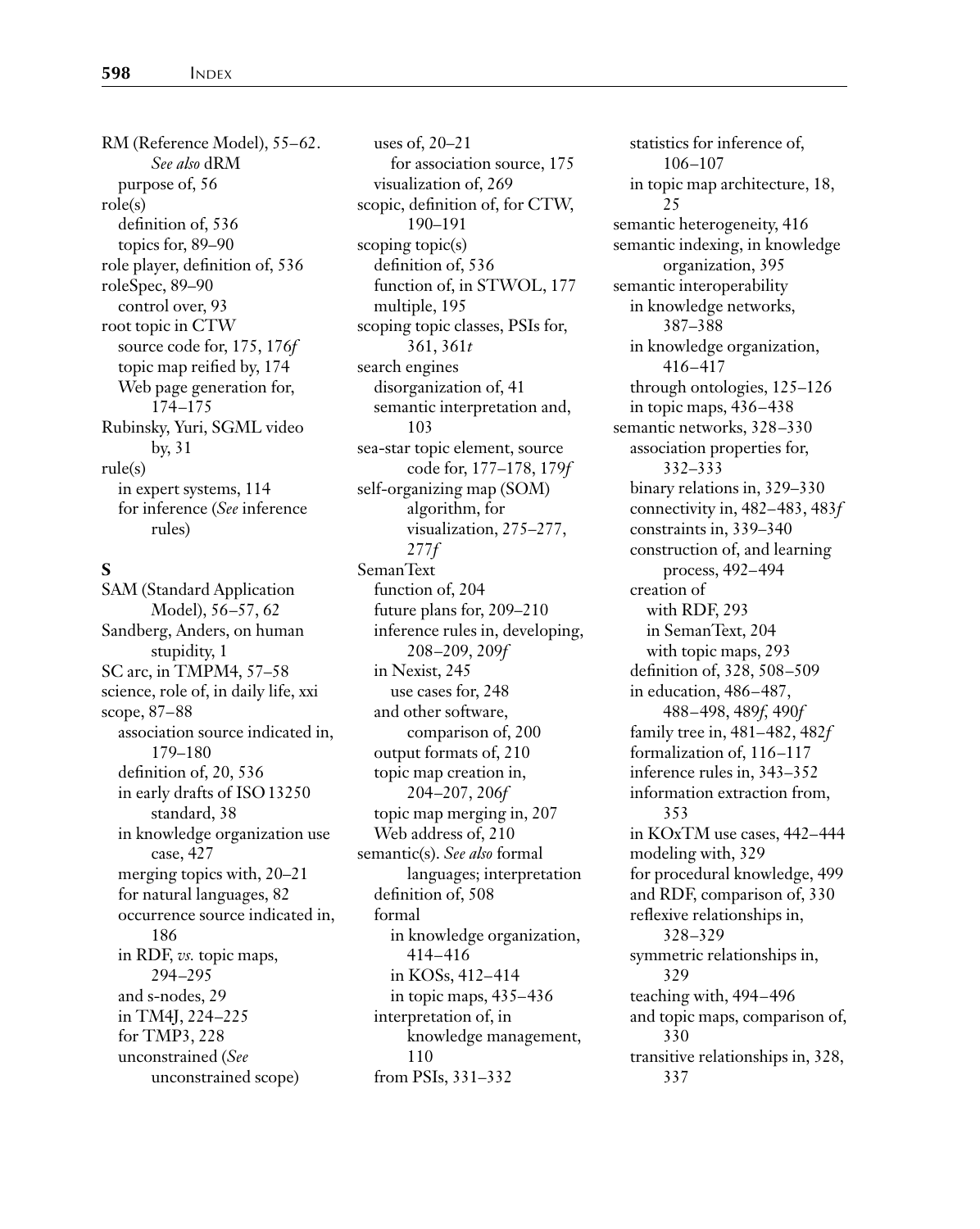RM (Reference Model), 55–62. *See also* dRM
- purpose of, 56

role(s)
- definition of, 536
- topics for, 89–90

role player, definition of, 536

roleSpec, 89–90
- control over, 93

root topic in CTW
- source code for, 175, 176*f*
- topic map reified by, 174
- Web page generation for, 174–175

Rubinsky, Yuri, SGML video by, 31

rule(s)
- in expert systems, 114
- for inference (*See* inference rules)

## S

SAM (Standard Application Model), 56–57, 62

Sandberg, Anders, on human stupidity, 1

SC arc, in TMPM4, 57–58

science, role of, in daily life, xxi

scope, 87–88
- association source indicated in, 179–180
- definition of, 20, 536
- in early drafts of ISO 13250 standard, 38
- in knowledge organization use case, 427
- merging topics with, 20–21
- for natural languages, 82
- occurrence source indicated in, 186
- in RDF, *vs.* topic maps, 294–295
- and s-nodes, 29
- in TM4J, 224–225
- for TMP3, 228
- unconstrained (*See* unconstrained scope)
- uses of, 20–21
  - for association source, 175
- visualization of, 269

scopic, definition of, for CTW, 190–191

scoping topic(s)
- definition of, 536
- function of, in STWOL, 177
- multiple, 195

scoping topic classes, PSIs for, 361, 361*t*

search engines
- disorganization of, 41
- semantic interpretation and, 103

sea-star topic element, source code for, 177–178, 179*f*

self-organizing map (SOM) algorithm, for visualization, 275–277, 277*f*

SemanText
- function of, 204
- future plans for, 209–210
- inference rules in, developing, 208–209, 209*f*
- in Nexist, 245
  - use cases for, 248
- and other software, comparison of, 200
- output formats of, 210
- topic map creation in, 204–207, 206*f*
- topic map merging in, 207
- Web address of, 210

semantic(s). *See also* formal languages; interpretation
- definition of, 508
- formal
  - in knowledge organization, 414–416
  - in KOSs, 412–414
  - in topic maps, 435–436
- interpretation of, in knowledge management, 110
- from PSIs, 331–332
- statistics for inference of, 106–107
- in topic map architecture, 18, 25

semantic heterogeneity, 416

semantic indexing, in knowledge organization, 395

semantic interoperability
- in knowledge networks, 387–388
- in knowledge organization, 416–417
- through ontologies, 125–126
- in topic maps, 436–438

semantic networks, 328–330
- association properties for, 332–333
- binary relations in, 329–330
- connectivity in, 482–483, 483*f*
- constraints in, 339–340
- construction of, and learning process, 492–494
- creation of
  - with RDF, 293
  - in SemanText, 204
  - with topic maps, 293
- definition of, 328, 508–509
- in education, 486–487, 488–498, 489*f*, 490*f*
- family tree in, 481–482, 482*f*
- formalization of, 116–117
- inference rules in, 343–352
- information extraction from, 353
- in KOxTM use cases, 442–444
- modeling with, 329
- for procedural knowledge, 499
- and RDF, comparison of, 330
- reflexive relationships in, 328–329
- symmetric relationships in, 329
- teaching with, 494–496
- and topic maps, comparison of, 330
- transitive relationships in, 328, 337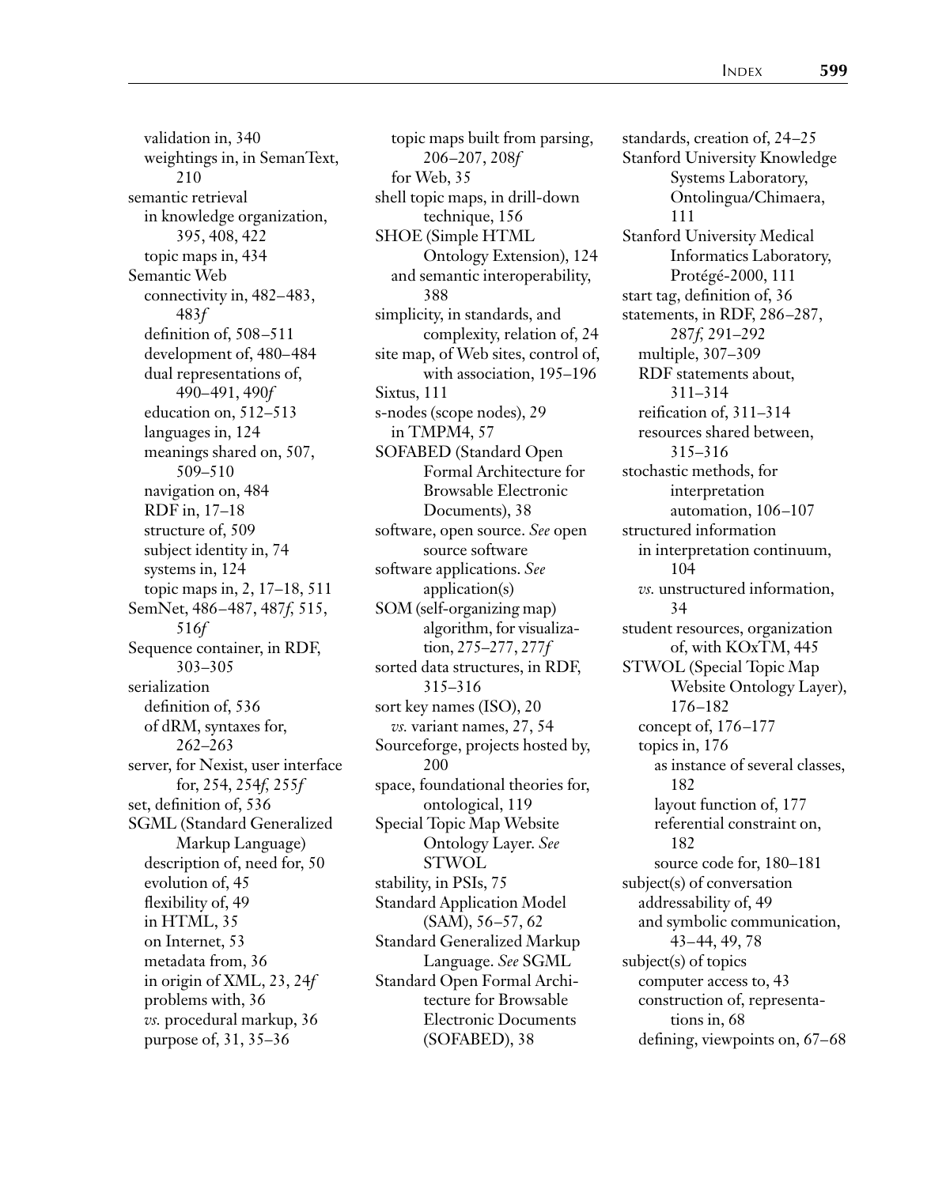validation in, 340
weightings in, in SemanText, 210

semantic retrieval
in knowledge organization, 395, 408, 422
topic maps in, 434

Semantic Web
connectivity in, 482–483, 483*f*
definition of, 508–511
development of, 480–484
dual representations of, 490–491, 490*f*
education on, 512–513
languages in, 124
meanings shared on, 507, 509–510
navigation on, 484
RDF in, 17–18
structure of, 509
subject identity in, 74
systems in, 124
topic maps in, 2, 17–18, 511

SemNet, 486–487, 487*f*, 515, 516*f*

Sequence container, in RDF, 303–305

serialization
definition of, 536
of dRM, syntaxes for, 262–263

server, for Nexist, user interface for, 254, 254*f*, 255*f*

set, definition of, 536

SGML (Standard Generalized Markup Language)
description of, need for, 50
evolution of, 45
flexibility of, 49
in HTML, 35
on Internet, 53
metadata from, 36
in origin of XML, 23, 24*f*
problems with, 36
*vs.* procedural markup, 36
purpose of, 31, 35–36
topic maps built from parsing, 206–207, 208*f*
for Web, 35

shell topic maps, in drill-down technique, 156

SHOE (Simple HTML Ontology Extension), 124
and semantic interoperability, 388

simplicity, in standards, and complexity, relation of, 24

site map, of Web sites, control of, with association, 195–196

Sixtus, 111

s-nodes (scope nodes), 29
in TMPM4, 57

SOFABED (Standard Open Formal Architecture for Browsable Electronic Documents), 38

software, open source. *See* open source software

software applications. *See* application(s)

SOM (self-organizing map) algorithm, for visualization, 275–277, 277*f*

sorted data structures, in RDF, 315–316

sort key names (ISO), 20
*vs.* variant names, 27, 54

Sourceforge, projects hosted by, 200

space, foundational theories for, ontological, 119

Special Topic Map Website Ontology Layer. *See* STWOL

stability, in PSIs, 75

Standard Application Model (SAM), 56–57, 62

Standard Generalized Markup Language. *See* SGML

Standard Open Formal Architecture for Browsable Electronic Documents (SOFABED), 38

standards, creation of, 24–25

Stanford University Knowledge Systems Laboratory, Ontolingua/Chimaera, 111

Stanford University Medical Informatics Laboratory, Protégé-2000, 111

start tag, definition of, 36

statements, in RDF, 286–287, 287*f*, 291–292
multiple, 307–309
RDF statements about, 311–314
reification of, 311–314
resources shared between, 315–316

stochastic methods, for interpretation automation, 106–107

structured information
in interpretation continuum, 104
*vs.* unstructured information, 34

student resources, organization of, with KOxTM, 445

STWOL (Special Topic Map Website Ontology Layer), 176–182
concept of, 176–177
topics in, 176
as instance of several classes, 182
layout function of, 177
referential constraint on, 182
source code for, 180–181

subject(s) of conversation
addressability of, 49
and symbolic communication, 43–44, 49, 78

subject(s) of topics
computer access to, 43
construction of, representations in, 68
defining, viewpoints on, 67–68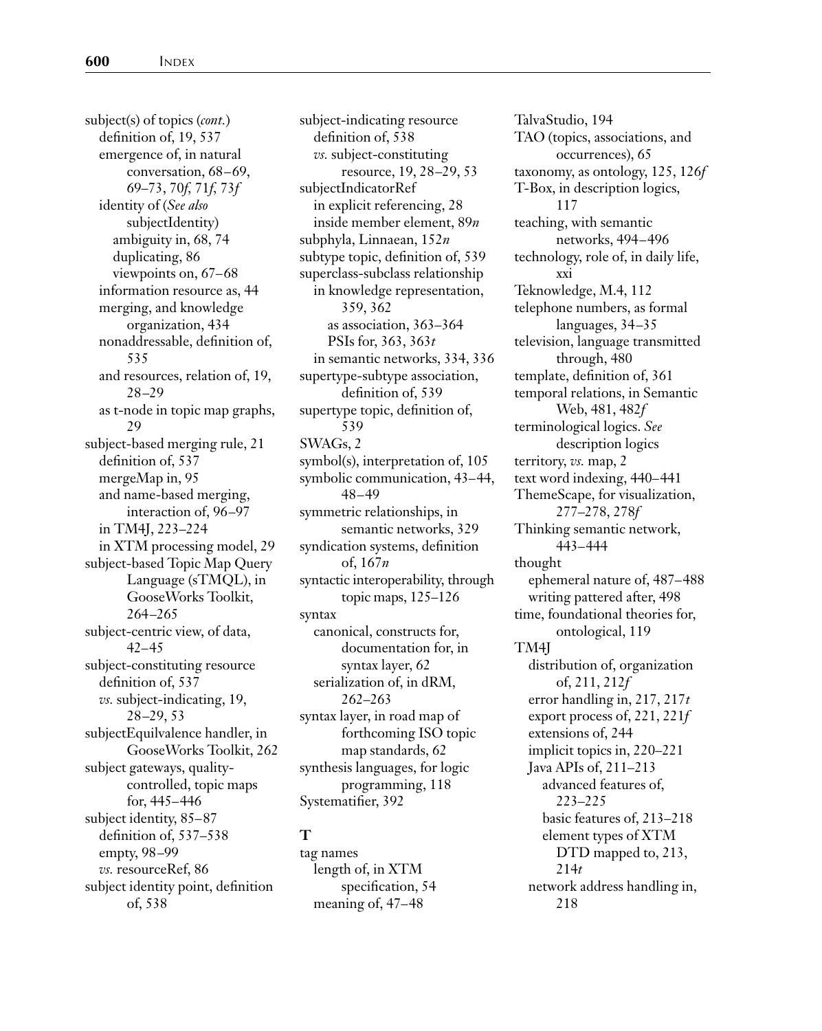subject(s) of topics (*cont.*)
  definition of, 19, 537
  emergence of, in natural conversation, 68–69, 69–73, 70*f*, 71*f*, 73*f*
  identity of (*See also* subjectIdentity)
    ambiguity in, 68, 74
    duplicating, 86
    viewpoints on, 67–68
  information resource as, 44
  merging, and knowledge organization, 434
  nonaddressable, definition of, 535
  and resources, relation of, 19, 28–29
  as t-node in topic map graphs, 29
subject-based merging rule, 21
  definition of, 537
  mergeMap in, 95
  and name-based merging, interaction of, 96–97
  in TM4J, 223–224
  in XTM processing model, 29
subject-based Topic Map Query Language (sTMQL), in GooseWorks Toolkit, 264–265
subject-centric view, of data, 42–45
subject-constituting resource
  definition of, 537
  *vs.* subject-indicating, 19, 28–29, 53
subjectEquilvalence handler, in GooseWorks Toolkit, 262
subject gateways, quality-controlled, topic maps for, 445–446
subject identity, 85–87
  definition of, 537–538
  empty, 98–99
  *vs.* resourceRef, 86
subject identity point, definition of, 538
subject-indicating resource
  definition of, 538
  *vs.* subject-constituting resource, 19, 28–29, 53
subjectIndicatorRef
  in explicit referencing, 28
  inside member element, 89*n*
subphyla, Linnaean, 152*n*
subtype topic, definition of, 539
superclass-subclass relationship
  in knowledge representation, 359, 362
    as association, 363–364
    PSIs for, 363, 363*t*
  in semantic networks, 334, 336
supertype-subtype association, definition of, 539
supertype topic, definition of, 539
SWAGs, 2
symbol(s), interpretation of, 105
symbolic communication, 43–44, 48–49
symmetric relationships, in semantic networks, 329
syndication systems, definition of, 167*n*
syntactic interoperability, through topic maps, 125–126
syntax
  canonical, constructs for, documentation for, in syntax layer, 62
  serialization of, in dRM, 262–263
syntax layer, in road map of forthcoming ISO topic map standards, 62
synthesis languages, for logic programming, 118
Systematifier, 392

**T**

tag names
  length of, in XTM specification, 54
  meaning of, 47–48
TalvaStudio, 194
TAO (topics, associations, and occurrences), 65
taxonomy, as ontology, 125, 126*f*
T-Box, in description logics, 117
teaching, with semantic networks, 494–496
technology, role of, in daily life, xxi
Teknowledge, M.4, 112
telephone numbers, as formal languages, 34–35
television, language transmitted through, 480
template, definition of, 361
temporal relations, in Semantic Web, 481, 482*f*
terminological logics. *See* description logics
territory, *vs.* map, 2
text word indexing, 440–441
ThemeScape, for visualization, 277–278, 278*f*
Thinking semantic network, 443–444
thought
  ephemeral nature of, 487–488
  writing pattered after, 498
time, foundational theories for, ontological, 119
TM4J
  distribution of, organization of, 211, 212*f*
  error handling in, 217, 217*t*
  export process of, 221, 221*f*
  extensions of, 244
  implicit topics in, 220–221
  Java APIs of, 211–213
    advanced features of, 223–225
    basic features of, 213–218
    element types of XTM DTD mapped to, 213, 214*t*
  network address handling in, 218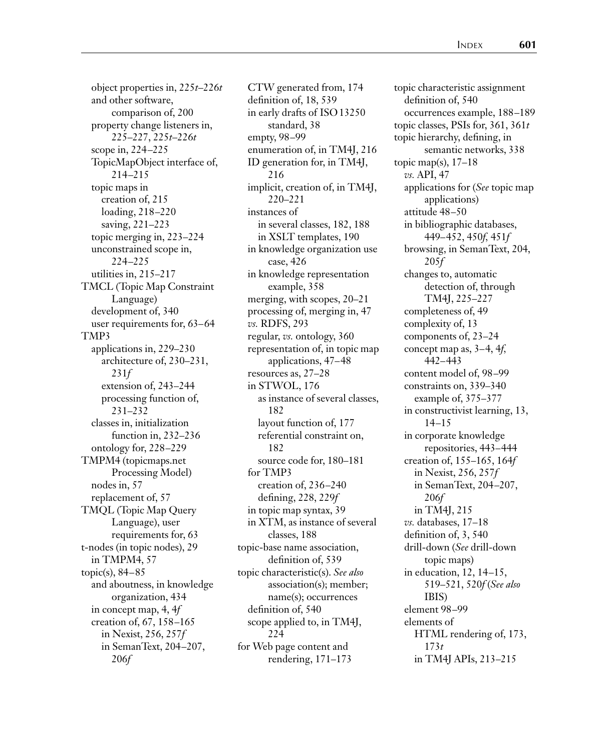object properties in, 225*t*–226*t*
and other software, comparison of, 200
property change listeners in, 225–227, 225*t*–226*t*
scope in, 224–225
TopicMapObject interface of, 214–215
topic maps in
  creation of, 215
  loading, 218–220
  saving, 221–223
topic merging in, 223–224
unconstrained scope in, 224–225
utilities in, 215–217

TMCL (Topic Map Constraint Language)
  development of, 340
  user requirements for, 63–64

TMP3
  applications in, 229–230
    architecture of, 230–231, 231*f*
    extension of, 243–244
    processing function of, 231–232
  classes in, initialization function in, 232–236
  ontology for, 228–229

TMPM4 (topicmaps.net Processing Model)
  nodes in, 57
  replacement of, 57

TMQL (Topic Map Query Language), user requirements for, 63

t-nodes (in topic nodes), 29
  in TMPM4, 57

topic(s), 84–85
  and aboutness, in knowledge organization, 434
  in concept map, 4, 4*f*
  creation of, 67, 158–165
    in Nexist, 256, 257*f*
    in SemanText, 204–207, 206*f*
  CTW generated from, 174
  definition of, 18, 539
  in early drafts of ISO 13250 standard, 38
  empty, 98–99
  enumeration of, in TM4J, 216
  ID generation for, in TM4J, 216
  implicit, creation of, in TM4J, 220–221
  instances of
    in several classes, 182, 188
    in XSLT templates, 190
  in knowledge organization use case, 426
  in knowledge representation example, 358
  merging, with scopes, 20–21
  processing of, merging in, 47
  *vs.* RDFS, 293
  regular, *vs.* ontology, 360
  representation of, in topic map applications, 47–48
  resources as, 27–28
  in STWOL, 176
    as instance of several classes, 182
    layout function of, 177
    referential constraint on, 182
    source code for, 180–181
  for TMP3
    creation of, 236–240
    defining, 228, 229*f*
  in topic map syntax, 39
  in XTM, as instance of several classes, 188

topic-base name association, definition of, 539

topic characteristic(s). *See also* association(s); member; name(s); occurrences
  definition of, 540
  scope applied to, in TM4J, 224
  for Web page content and rendering, 171–173

topic characteristic assignment
  definition of, 540
  occurrences example, 188–189

topic classes, PSIs for, 361, 361*t*

topic hierarchy, defining, in semantic networks, 338

topic map(s), 17–18
  *vs.* API, 47
  applications for (*See* topic map applications)
  attitude 48–50
  in bibliographic databases, 449–452, 450*f*, 451*f*
  browsing, in SemanText, 204, 205*f*
  changes to, automatic detection of, through TM4J, 225–227
  completeness of, 49
  complexity of, 13
  components of, 23–24
  concept map as, 3–4, 4*f*, 442–443
  content model of, 98–99
  constraints on, 339–340
    example of, 375–377
  in constructivist learning, 13, 14–15
  in corporate knowledge repositories, 443–444
  creation of, 155–165, 164*f*
    in Nexist, 256, 257*f*
    in SemanText, 204–207, 206*f*
    in TM4J, 215
  *vs.* databases, 17–18
  definition of, 3, 540
  drill-down (*See* drill-down topic maps)
  in education, 12, 14–15, 519–521, 520*f* (*See also* IBIS)
  element 98–99
  elements of
    HTML rendering of, 173, 173*t*
    in TM4J APIs, 213–215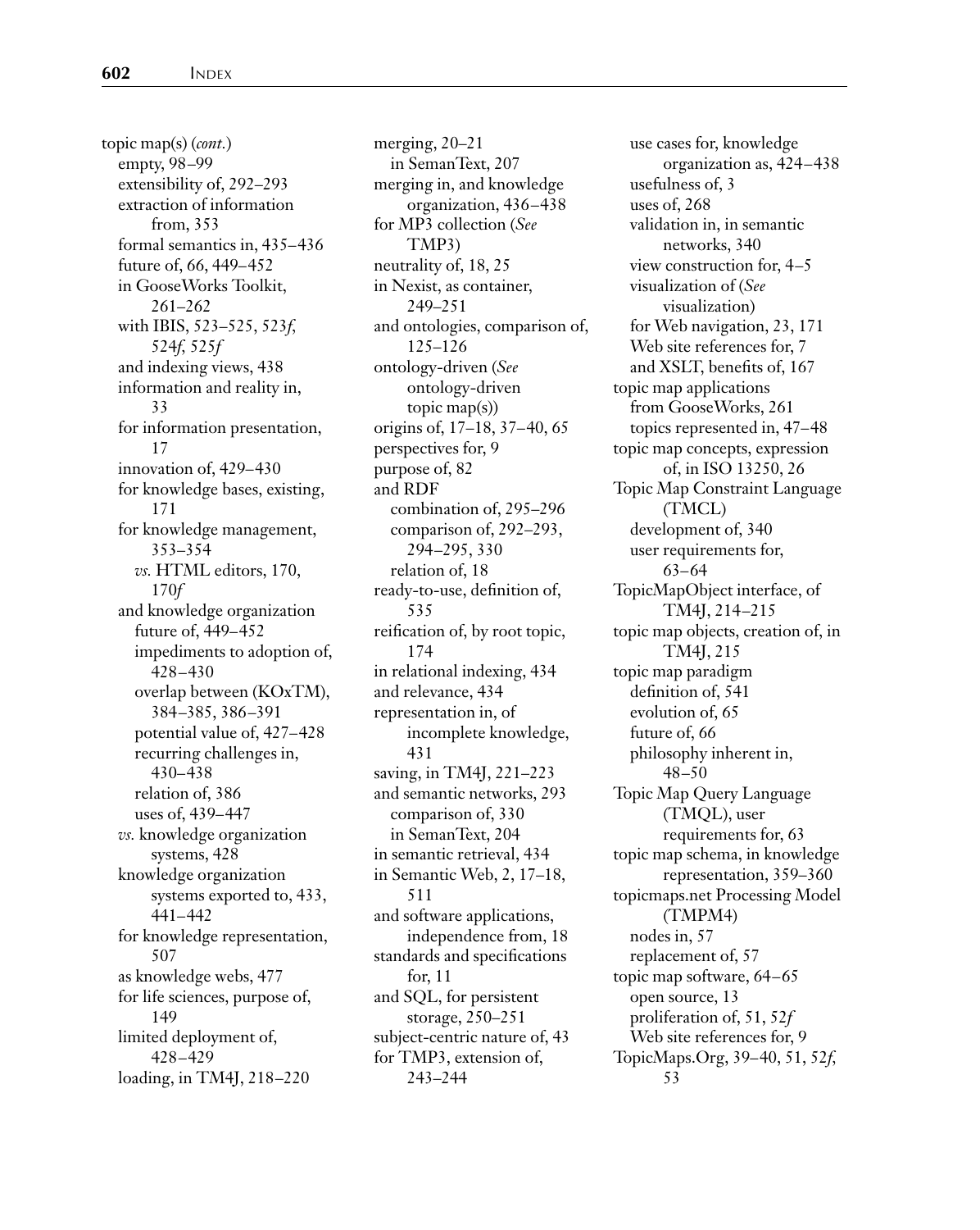topic map(s) (*cont.*)
- empty, 98–99
- extensibility of, 292–293
- extraction of information from, 353
- formal semantics in, 435–436
- future of, 66, 449–452
- in GooseWorks Toolkit, 261–262
- with IBIS, 523–525, 523*f*, 524*f*, 525*f*
- and indexing views, 438
- information and reality in, 33
- for information presentation, 17
- innovation of, 429–430
- for knowledge bases, existing, 171
- for knowledge management, 353–354
  - *vs.* HTML editors, 170, 170*f*
- and knowledge organization
  - future of, 449–452
  - impediments to adoption of, 428–430
  - overlap between (KOxTM), 384–385, 386–391
  - potential value of, 427–428
  - recurring challenges in, 430–438
  - relation of, 386
  - uses of, 439–447
- *vs.* knowledge organization systems, 428
- knowledge organization systems exported to, 433, 441–442
- for knowledge representation, 507
- as knowledge webs, 477
- for life sciences, purpose of, 149
- limited deployment of, 428–429
- loading, in TM4J, 218–220
- merging, 20–21
  - in SemanText, 207
- merging in, and knowledge organization, 436–438
- for MP3 collection (*See* TMP3)
- neutrality of, 18, 25
- in Nexist, as container, 249–251
- and ontologies, comparison of, 125–126
- ontology-driven (*See* ontology-driven topic map(s))
- origins of, 17–18, 37–40, 65
- perspectives for, 9
- purpose of, 82
- and RDF
  - combination of, 295–296
  - comparison of, 292–293, 294–295, 330
  - relation of, 18
- ready-to-use, definition of, 535
- reification of, by root topic, 174
- in relational indexing, 434
- and relevance, 434
- representation in, of incomplete knowledge, 431
- saving, in TM4J, 221–223
- and semantic networks, 293
  - comparison of, 330
  - in SemanText, 204
- in semantic retrieval, 434
- in Semantic Web, 2, 17–18, 511
- and software applications, independence from, 18
- standards and specifications for, 11
- and SQL, for persistent storage, 250–251
- subject-centric nature of, 43
- for TMP3, extension of, 243–244
- use cases for, knowledge organization as, 424–438
- usefulness of, 3
- uses of, 268
- validation in, in semantic networks, 340
- view construction for, 4–5
- visualization of (*See* visualization)
- for Web navigation, 23, 171
- Web site references for, 7
- and XSLT, benefits of, 167

topic map applications
- from GooseWorks, 261
- topics represented in, 47–48

topic map concepts, expression of, in ISO 13250, 26

Topic Map Constraint Language (TMCL)
- development of, 340
- user requirements for, 63–64

TopicMapObject interface, of TM4J, 214–215

topic map objects, creation of, in TM4J, 215

topic map paradigm
- definition of, 541
- evolution of, 65
- future of, 66
- philosophy inherent in, 48–50

Topic Map Query Language (TMQL), user requirements for, 63

topic map schema, in knowledge representation, 359–360

topicmaps.net Processing Model (TMPM4)
- nodes in, 57
- replacement of, 57

topic map software, 64–65
- open source, 13
- proliferation of, 51, 52*f*
- Web site references for, 9

TopicMaps.Org, 39–40, 51, 52*f*, 53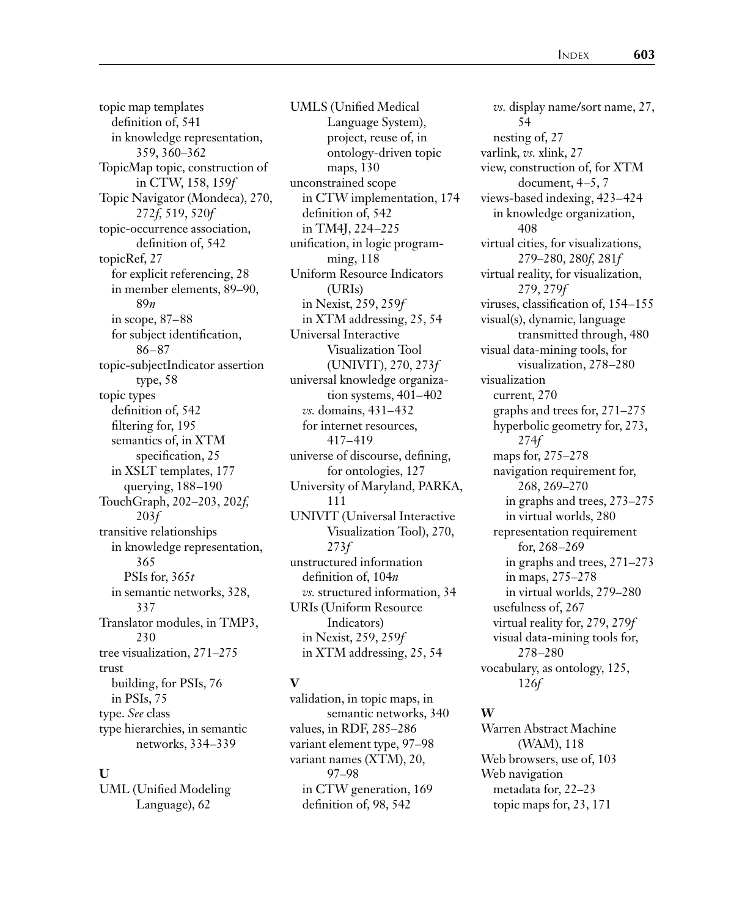topic map templates
  definition of, 541
  in knowledge representation, 359, 360–362
TopicMap topic, construction of in CTW, 158, 159*f*
Topic Navigator (Mondeca), 270, 272*f*, 519, 520*f*
topic-occurrence association, definition of, 542
topicRef, 27
  for explicit referencing, 28
  in member elements, 89–90, 89*n*
  in scope, 87–88
  for subject identification, 86–87
topic-subjectIndicator assertion type, 58
topic types
  definition of, 542
  filtering for, 195
  semantics of, in XTM specification, 25
  in XSLT templates, 177
    querying, 188–190
TouchGraph, 202–203, 202*f*, 203*f*
transitive relationships
  in knowledge representation, 365
    PSIs for, 365*t*
  in semantic networks, 328, 337
Translator modules, in TMP3, 230
tree visualization, 271–275
trust
  building, for PSIs, 76
  in PSIs, 75
type. *See* class
type hierarchies, in semantic networks, 334–339

**U**

UML (Unified Modeling Language), 62
UMLS (Unified Medical Language System), project, reuse of, in ontology-driven topic maps, 130
unconstrained scope
  in CTW implementation, 174
  definition of, 542
  in TM4J, 224–225
unification, in logic programming, 118
Uniform Resource Indicators (URIs)
  in Nexist, 259, 259*f*
  in XTM addressing, 25, 54
Universal Interactive Visualization Tool (UNIVIT), 270, 273*f*
universal knowledge organization systems, 401–402
  *vs.* domains, 431–432
  for internet resources, 417–419
universe of discourse, defining, for ontologies, 127
University of Maryland, PARKA, 111
UNIVIT (Universal Interactive Visualization Tool), 270, 273*f*
unstructured information
  definition of, 104*n*
  *vs.* structured information, 34
URIs (Uniform Resource Indicators)
  in Nexist, 259, 259*f*
  in XTM addressing, 25, 54

**V**

validation, in topic maps, in semantic networks, 340
values, in RDF, 285–286
variant element type, 97–98
variant names (XTM), 20, 97–98
  in CTW generation, 169
  definition of, 98, 542
  *vs.* display name/sort name, 27, 54
  nesting of, 27
varlink, *vs.* xlink, 27
view, construction of, for XTM document, 4–5, 7
views-based indexing, 423–424
  in knowledge organization, 408
virtual cities, for visualizations, 279–280, 280*f*, 281*f*
virtual reality, for visualization, 279, 279*f*
viruses, classification of, 154–155
visual(s), dynamic, language transmitted through, 480
visual data-mining tools, for visualization, 278–280
visualization
  current, 270
  graphs and trees for, 271–275
  hyperbolic geometry for, 273, 274*f*
  maps for, 275–278
  navigation requirement for, 268, 269–270
    in graphs and trees, 273–275
    in virtual worlds, 280
  representation requirement for, 268–269
    in graphs and trees, 271–273
    in maps, 275–278
    in virtual worlds, 279–280
  usefulness of, 267
  virtual reality for, 279, 279*f*
  visual data-mining tools for, 278–280
vocabulary, as ontology, 125, 126*f*

**W**

Warren Abstract Machine (WAM), 118
Web browsers, use of, 103
Web navigation
  metadata for, 22–23
  topic maps for, 23, 171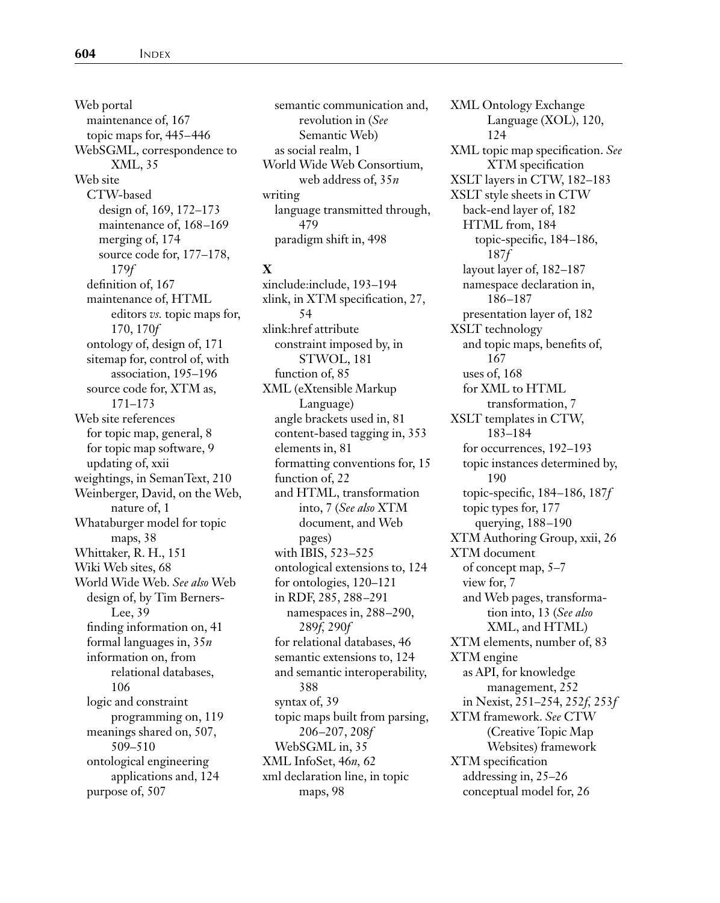Web portal
  maintenance of, 167
  topic maps for, 445–446
WebSGML, correspondence to XML, 35
Web site
  CTW-based
    design of, 169, 172–173
    maintenance of, 168–169
    merging of, 174
    source code for, 177–178, 179*f*
  definition of, 167
  maintenance of, HTML editors *vs.* topic maps for, 170, 170*f*
  ontology of, design of, 171
  sitemap for, control of, with association, 195–196
  source code for, XTM as, 171–173
Web site references
  for topic map, general, 8
  for topic map software, 9
  updating of, xxii
weightings, in SemanText, 210
Weinberger, David, on the Web, nature of, 1
Whataburger model for topic maps, 38
Whittaker, R. H., 151
Wiki Web sites, 68
World Wide Web. *See also* Web
  design of, by Tim Berners-Lee, 39
  finding information on, 41
  formal languages in, 35*n*
  information on, from relational databases, 106
  logic and constraint programming on, 119
  meanings shared on, 507, 509–510
  ontological engineering applications and, 124
  purpose of, 507
  semantic communication and, revolution in (*See* Semantic Web)
  as social realm, 1
World Wide Web Consortium, web address of, 35*n*
writing
  language transmitted through, 479
  paradigm shift in, 498

**X**

xinclude:include, 193–194
xlink, in XTM specification, 27, 54
xlink:href attribute
  constraint imposed by, in STWOL, 181
  function of, 85
XML (eXtensible Markup Language)
  angle brackets used in, 81
  content-based tagging in, 353
  elements in, 81
  formatting conventions for, 15
  function of, 22
  and HTML, transformation into, 7 (*See also* XTM document, and Web pages)
  with IBIS, 523–525
  ontological extensions to, 124
  for ontologies, 120–121
  in RDF, 285, 288–291
    namespaces in, 288–290, 289*f*, 290*f*
  for relational databases, 46
  semantic extensions to, 124
  and semantic interoperability, 388
  syntax of, 39
  topic maps built from parsing, 206–207, 208*f*
  WebSGML in, 35
XML InfoSet, 46*n*, 62
xml declaration line, in topic maps, 98
XML Ontology Exchange Language (XOL), 120, 124
XML topic map specification. *See* XTM specification
XSLT layers in CTW, 182–183
XSLT style sheets in CTW
  back-end layer of, 182
  HTML from, 184
    topic-specific, 184–186, 187*f*
  layout layer of, 182–187
  namespace declaration in, 186–187
  presentation layer of, 182
XSLT technology
  and topic maps, benefits of, 167
  uses of, 168
  for XML to HTML transformation, 7
XSLT templates in CTW, 183–184
  for occurrences, 192–193
  topic instances determined by, 190
  topic-specific, 184–186, 187*f*
  topic types for, 177
    querying, 188–190
XTM Authoring Group, xxii, 26
XTM document
  of concept map, 5–7
  view for, 7
  and Web pages, transformation into, 13 (*See also* XML, and HTML)
XTM elements, number of, 83
XTM engine
  as API, for knowledge management, 252
  in Nexist, 251–254, 252*f*, 253*f*
XTM framework. *See* CTW (Creative Topic Map Websites) framework
XTM specification
  addressing in, 25–26
  conceptual model for, 26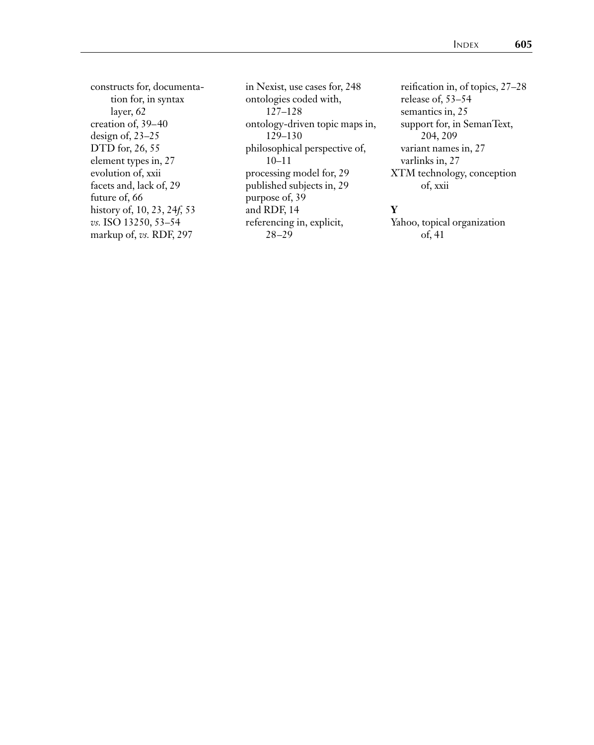constructs for, documentation for, in syntax layer, 62
creation of, 39–40
design of, 23–25
DTD for, 26, 55
element types in, 27
evolution of, xxii
facets and, lack of, 29
future of, 66
history of, 10, 23, 24*f*, 53
*vs.* ISO 13250, 53–54
markup of, *vs.* RDF, 297
in Nexist, use cases for, 248
ontologies coded with, 127–128
ontology-driven topic maps in, 129–130
philosophical perspective of, 10–11
processing model for, 29
published subjects in, 29
purpose of, 39
and RDF, 14
referencing in, explicit, 28–29
reification in, of topics, 27–28
release of, 53–54
semantics in, 25
support for, in SemanText, 204, 209
variant names in, 27
varlinks in, 27

XTM technology, conception of, xxii

**Y**

Yahoo, topical organization of, 41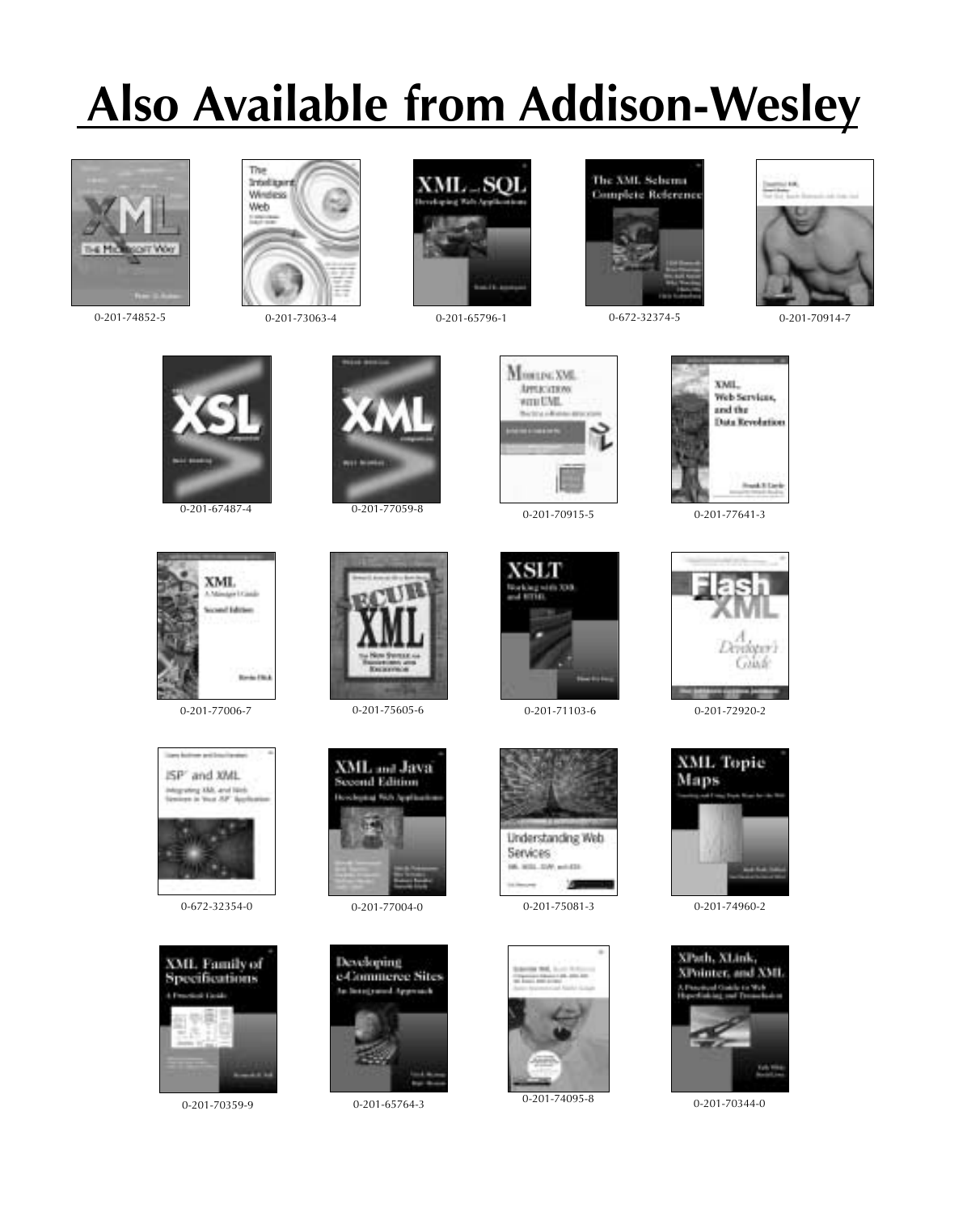# Also Available from Addison-Wesley

0-201-74852-5

0-201-73063-4

0-201-65796-1

0-672-32374-5

0-201-70914-7

0-201-67487-4

0-201-77059-8

0-201-70915-5

0-201-77641-3

0-201-77006-7

0-201-75605-6

0-201-71103-6

0-201-72920-2

0-672-32354-0

0-201-77004-0

0-201-75081-3

0-201-74960-2

0-201-70359-9

0-201-65764-3

0-201-74095-8

0-201-70344-0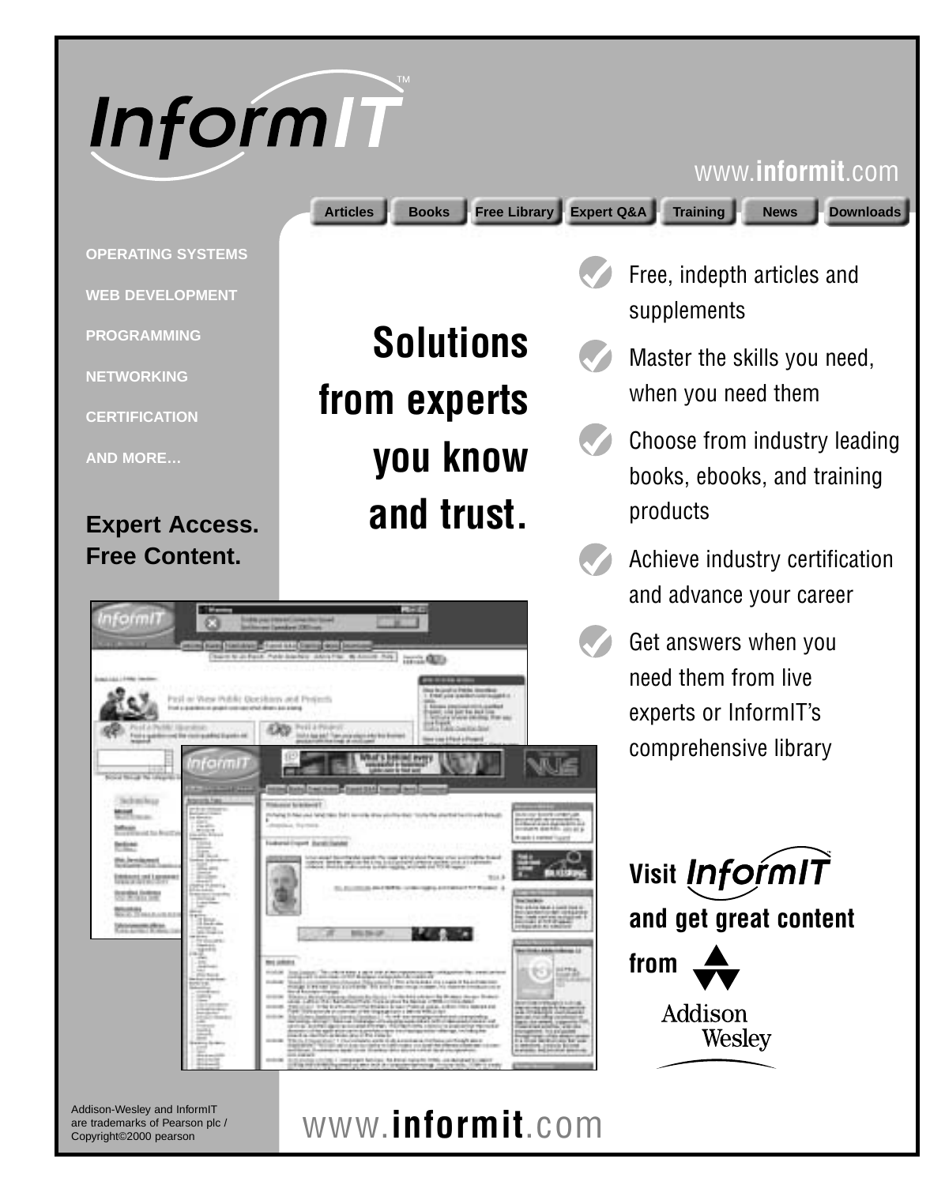# InformIT™

www.**informit**.com

Articles | Books | Free Library | Expert Q&A | Training | News | Downloads

OPERATING SYSTEMS

WEB DEVELOPMENT

PROGRAMMING

NETWORKING

CERTIFICATION

AND MORE…

**Expert Access.**
**Free Content.**

## Solutions from experts you know and trust.

- Free, indepth articles and supplements
- Master the skills you need, when you need them
- Choose from industry leading books, ebooks, and training products
- Achieve industry certification and advance your career
- Get answers when you need them from live experts or InformIT's comprehensive library

**Visit InformIT and get great content from**

Addison Wesley

Addison-Wesley and InformIT are trademarks of Pearson plc / Copyright©2000 pearson

www.**informit**.com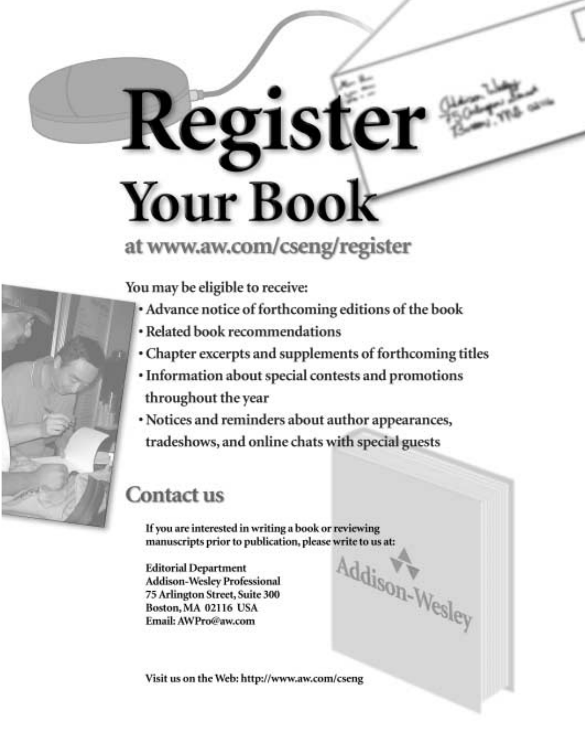# Register Your Book

## at www.aw.com/cseng/register

You may be eligible to receive:

- Advance notice of forthcoming editions of the book
- Related book recommendations
- Chapter excerpts and supplements of forthcoming titles
- Information about special contests and promotions throughout the year
- Notices and reminders about author appearances, tradeshows, and online chats with special guests

## Contact us

If you are interested in writing a book or reviewing manuscripts prior to publication, please write to us at:

Editorial Department
Addison-Wesley Professional
75 Arlington Street, Suite 300
Boston, MA 02116 USA
Email: AWPro@aw.com

Visit us on the Web: http://www.aw.com/cseng